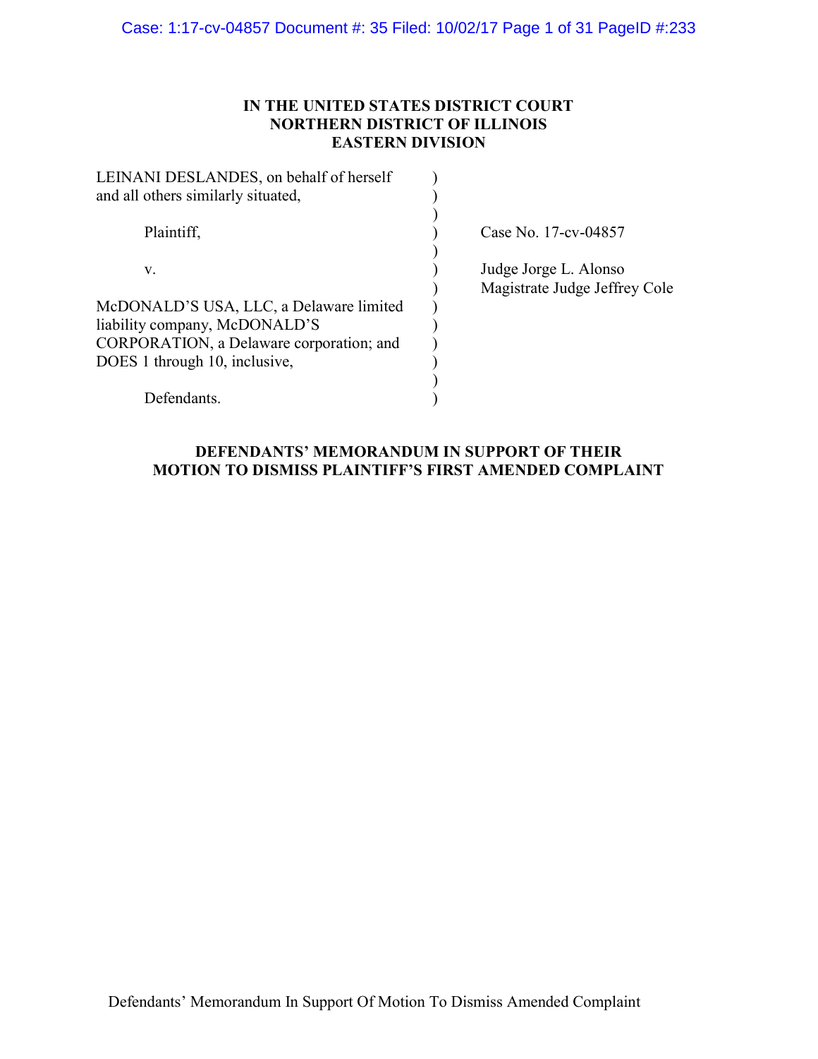**IN THE UNITED STATES DISTRICT COURT**
**NORTHERN DISTRICT OF ILLINOIS**
**EASTERN DIVISION**

| | | |
|---|---|---|
| LEINANI DESLANDES, on behalf of herself and all others similarly situated, | ) | |
| | ) | |
| Plaintiff, | ) | Case No. 17-cv-04857 |
| | ) | |
| v. | ) | Judge Jorge L. Alonso |
| | ) | Magistrate Judge Jeffrey Cole |
| McDONALD'S USA, LLC, a Delaware limited liability company, McDONALD'S CORPORATION, a Delaware corporation; and DOES 1 through 10, inclusive, | ) | |
| | ) | |
| Defendants. | ) | |

**DEFENDANTS' MEMORANDUM IN SUPPORT OF THEIR MOTION TO DISMISS PLAINTIFF'S FIRST AMENDED COMPLAINT**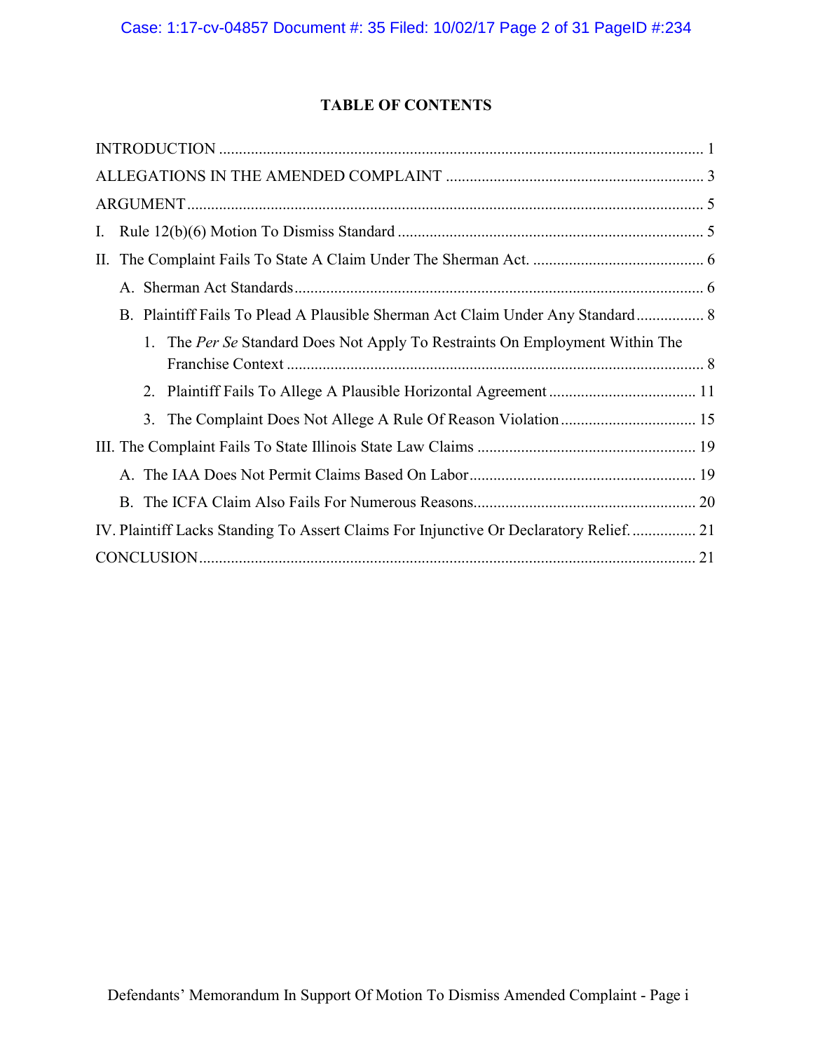# TABLE OF CONTENTS

INTRODUCTION ........................................................................................................................ 1

ALLEGATIONS IN THE AMENDED COMPLAINT ................................................................ 3

ARGUMENT ................................................................................................................................ 5

I. Rule 12(b)(6) Motion To Dismiss Standard ............................................................................. 5

II. The Complaint Fails To State A Claim Under The Sherman Act. ........................................... 6

- A. Sherman Act Standards ...................................................................................................... 6
- B. Plaintiff Fails To Plead A Plausible Sherman Act Claim Under Any Standard ................. 8
  1. The *Per Se* Standard Does Not Apply To Restraints On Employment Within The Franchise Context ........................................................................................................ 8
  2. Plaintiff Fails To Allege A Plausible Horizontal Agreement ..................................... 11
  3. The Complaint Does Not Allege A Rule Of Reason Violation .................................. 15

III. The Complaint Fails To State Illinois State Law Claims ...................................................... 19

- A. The IAA Does Not Permit Claims Based On Labor ........................................................ 19
- B. The ICFA Claim Also Fails For Numerous Reasons ....................................................... 20

IV. Plaintiff Lacks Standing To Assert Claims For Injunctive Or Declaratory Relief. ................ 21

CONCLUSION ........................................................................................................................... 21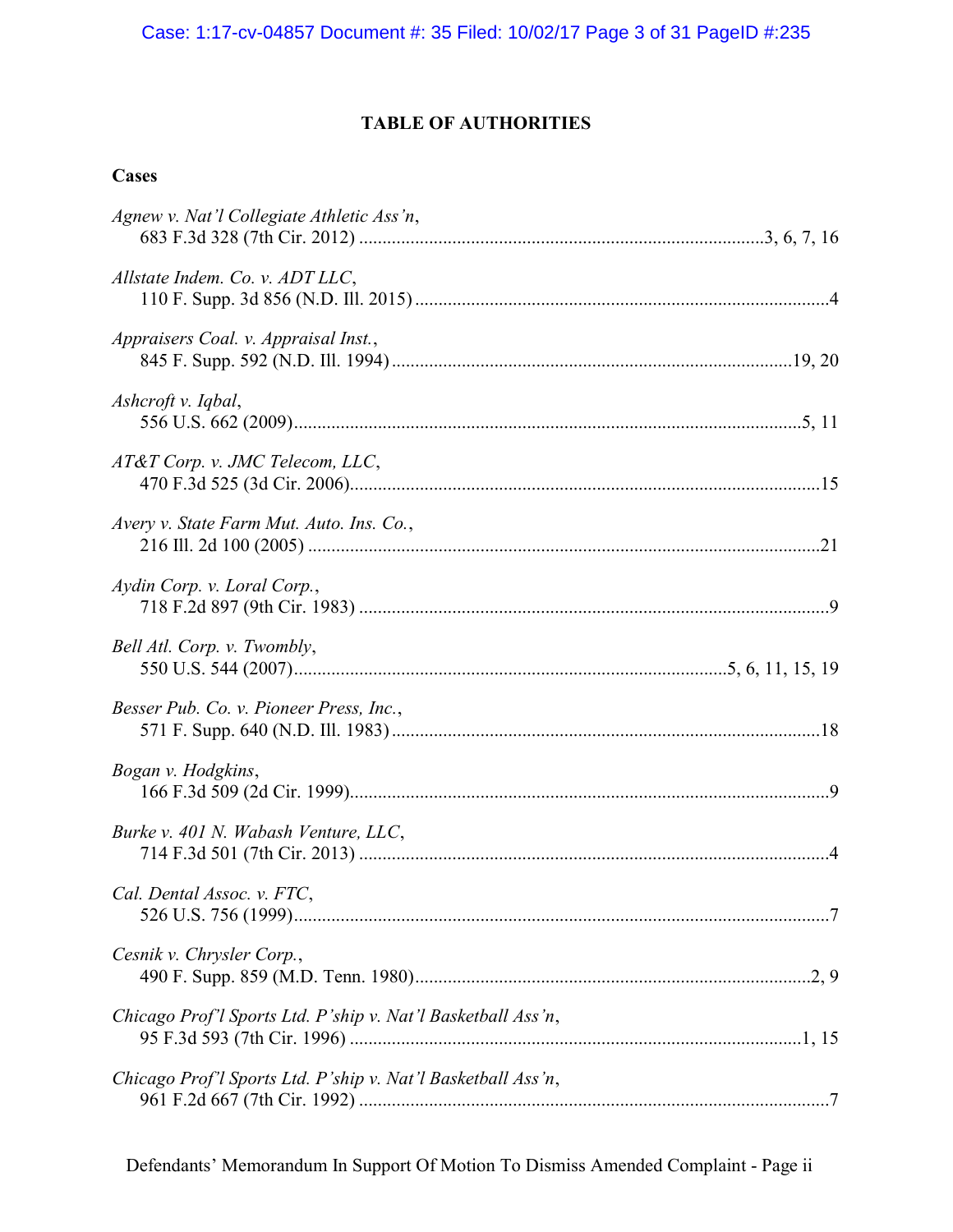# TABLE OF AUTHORITIES

## Cases

*Agnew v. Nat'l Collegiate Athletic Ass'n*,
683 F.3d 328 (7th Cir. 2012) .......................................................................................3, 6, 7, 16

*Allstate Indem. Co. v. ADT LLC*,
110 F. Supp. 3d 856 (N.D. Ill. 2015) ..........................................................................................4

*Appraisers Coal. v. Appraisal Inst.*,
845 F. Supp. 592 (N.D. Ill. 1994) .........................................................................................19, 20

*Ashcroft v. Iqbal*,
556 U.S. 662 (2009)..............................................................................................................5, 11

*AT&T Corp. v. JMC Telecom, LLC*,
470 F.3d 525 (3d Cir. 2006)......................................................................................................15

*Avery v. State Farm Mut. Auto. Ins. Co.*,
216 Ill. 2d 100 (2005) ..............................................................................................................21

*Aydin Corp. v. Loral Corp.*,
718 F.2d 897 (9th Cir. 1983) .....................................................................................................9

*Bell Atl. Corp. v. Twombly*,
550 U.S. 544 (2007)...............................................................................................5, 6, 11, 15, 19

*Besser Pub. Co. v. Pioneer Press, Inc.*,
571 F. Supp. 640 (N.D. Ill. 1983) .............................................................................................18

*Bogan v. Hodgkins*,
166 F.3d 509 (2d Cir. 1999).......................................................................................................9

*Burke v. 401 N. Wabash Venture, LLC*,
714 F.3d 501 (7th Cir. 2013) .....................................................................................................4

*Cal. Dental Assoc. v. FTC*,
526 U.S. 756 (1999)....................................................................................................................7

*Cesnik v. Chrysler Corp.*,
490 F. Supp. 859 (M.D. Tenn. 1980)......................................................................................2, 9

*Chicago Prof'l Sports Ltd. P'ship v. Nat'l Basketball Ass'n*,
95 F.3d 593 (7th Cir. 1996) ..................................................................................................1, 15

*Chicago Prof'l Sports Ltd. P'ship v. Nat'l Basketball Ass'n*,
961 F.2d 667 (7th Cir. 1992) .....................................................................................................7

Defendants' Memorandum In Support Of Motion To Dismiss Amended Complaint - Page ii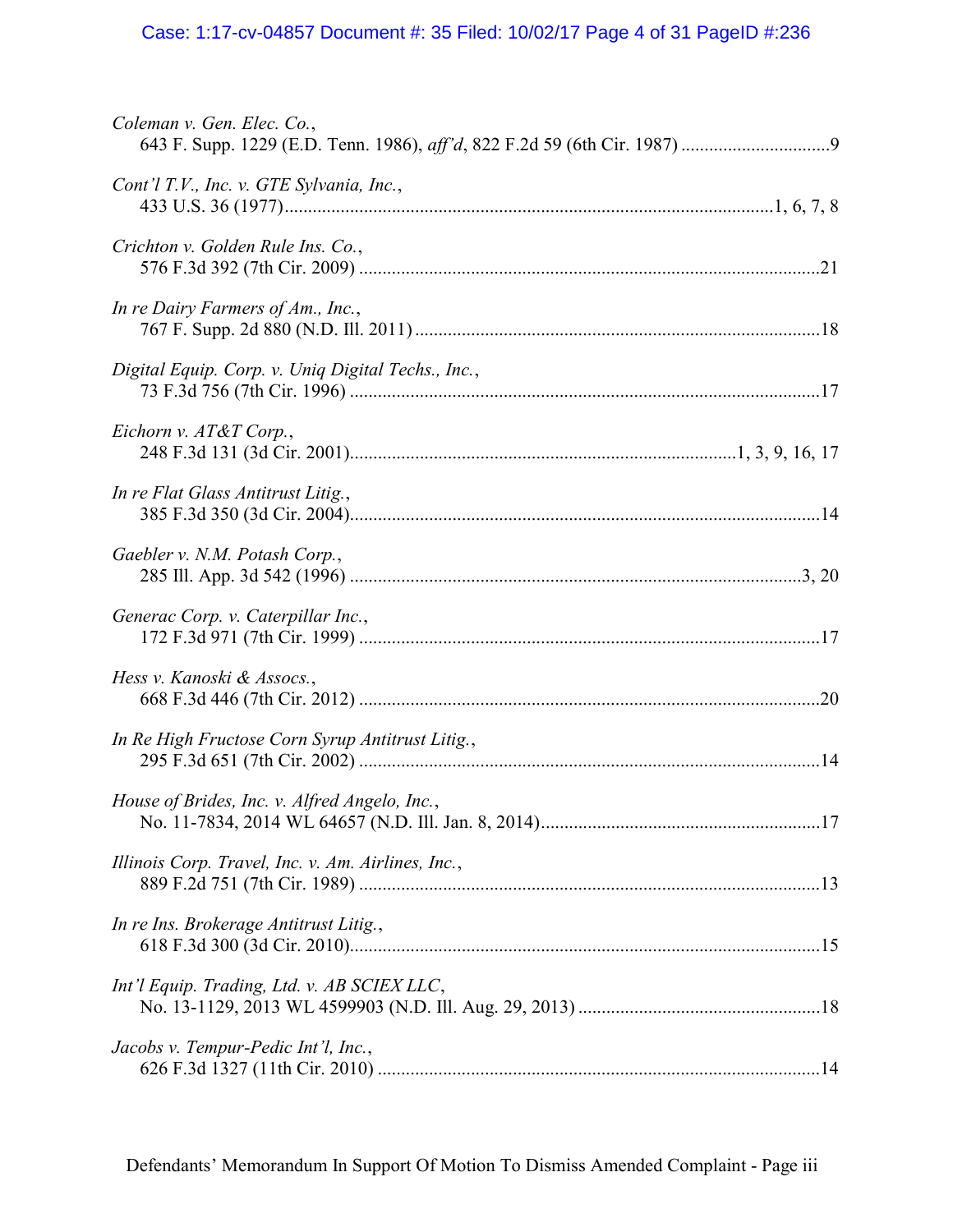*Coleman v. Gen. Elec. Co.*,
643 F. Supp. 1229 (E.D. Tenn. 1986), *aff'd*, 822 F.2d 59 (6th Cir. 1987) ................................9

*Cont'l T.V., Inc. v. GTE Sylvania, Inc.*,
433 U.S. 36 (1977)........................................................................................................1, 6, 7, 8

*Crichton v. Golden Rule Ins. Co.*,
576 F.3d 392 (7th Cir. 2009) ..................................................................................................21

*In re Dairy Farmers of Am., Inc.*,
767 F. Supp. 2d 880 (N.D. Ill. 2011) ......................................................................................18

*Digital Equip. Corp. v. Uniq Digital Techs., Inc.*,
73 F.3d 756 (7th Cir. 1996) ....................................................................................................17

*Eichorn v. AT&T Corp.*,
248 F.3d 131 (3d Cir. 2001)..................................................................................1, 3, 9, 16, 17

*In re Flat Glass Antitrust Litig.*,
385 F.3d 350 (3d Cir. 2004)....................................................................................................14

*Gaebler v. N.M. Potash Corp.*,
285 Ill. App. 3d 542 (1996) ................................................................................................3, 20

*Generac Corp. v. Caterpillar Inc.*,
172 F.3d 971 (7th Cir. 1999) ..................................................................................................17

*Hess v. Kanoski & Assocs.*,
668 F.3d 446 (7th Cir. 2012) ..................................................................................................20

*In Re High Fructose Corn Syrup Antitrust Litig.*,
295 F.3d 651 (7th Cir. 2002) ..................................................................................................14

*House of Brides, Inc. v. Alfred Angelo, Inc.*,
No. 11-7834, 2014 WL 64657 (N.D. Ill. Jan. 8, 2014)............................................................17

*Illinois Corp. Travel, Inc. v. Am. Airlines, Inc.*,
889 F.2d 751 (7th Cir. 1989) ..................................................................................................13

*In re Ins. Brokerage Antitrust Litig.*,
618 F.3d 300 (3d Cir. 2010)....................................................................................................15

*Int'l Equip. Trading, Ltd. v. AB SCIEX LLC*,
No. 13-1129, 2013 WL 4599903 (N.D. Ill. Aug. 29, 2013) ....................................................18

*Jacobs v. Tempur-Pedic Int'l, Inc.*,
626 F.3d 1327 (11th Cir. 2010) ..............................................................................................14

Defendants' Memorandum In Support Of Motion To Dismiss Amended Complaint - Page iii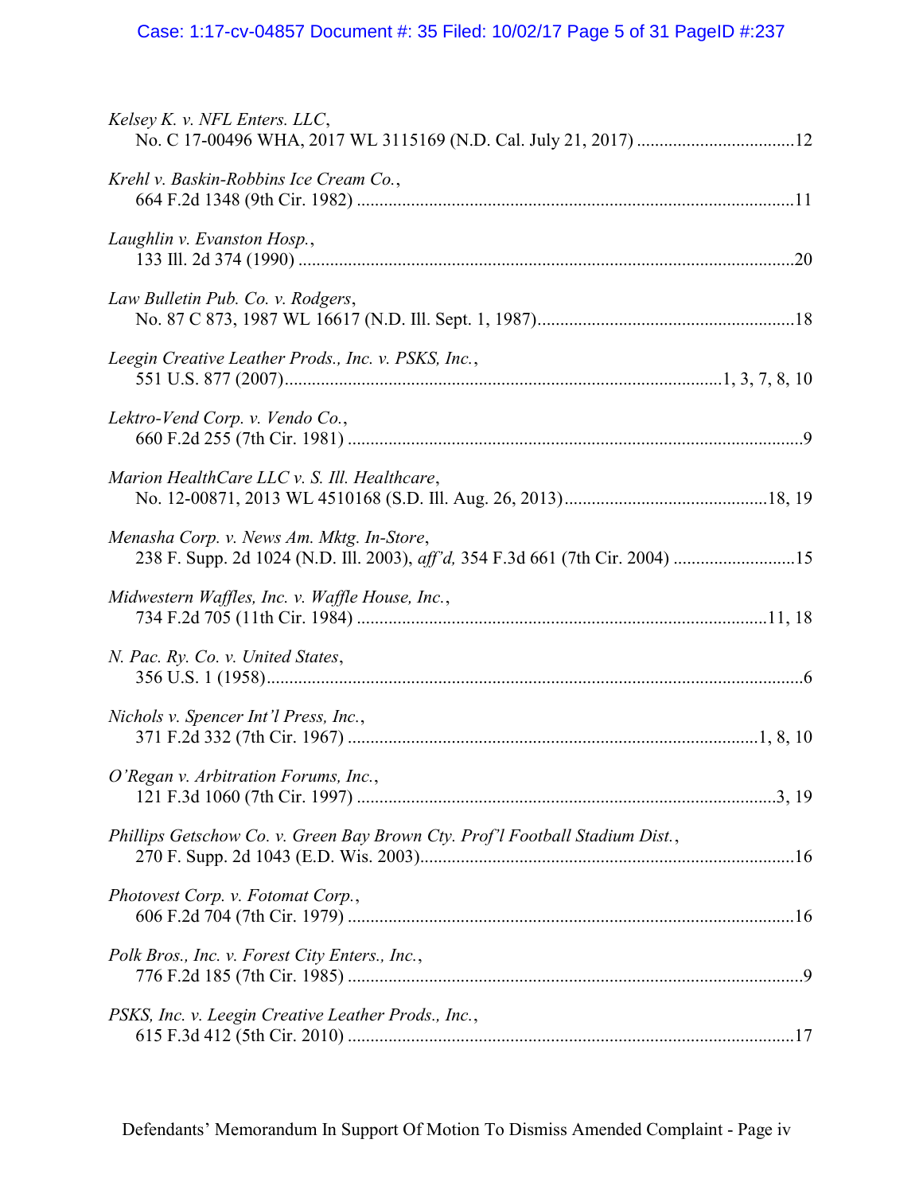*Kelsey K. v. NFL Enters. LLC*,
No. C 17-00496 WHA, 2017 WL 3115169 (N.D. Cal. July 21, 2017) ....................................12

*Krehl v. Baskin-Robbins Ice Cream Co.*,
664 F.2d 1348 (9th Cir. 1982) ....................................................................................................11

*Laughlin v. Evanston Hosp.*,
133 Ill. 2d 374 (1990) ................................................................................................................20

*Law Bulletin Pub. Co. v. Rodgers*,
No. 87 C 873, 1987 WL 16617 (N.D. Ill. Sept. 1, 1987).........................................................18

*Leegin Creative Leather Prods., Inc. v. PSKS, Inc.*,
551 U.S. 877 (2007)..................................................................................................1, 3, 7, 8, 10

*Lektro-Vend Corp. v. Vendo Co.*,
660 F.2d 255 (7th Cir. 1981) .......................................................................................................9

*Marion HealthCare LLC v. S. Ill. Healthcare*,
No. 12-00871, 2013 WL 4510168 (S.D. Ill. Aug. 26, 2013).............................................18, 19

*Menasha Corp. v. News Am. Mktg. In-Store*,
238 F. Supp. 2d 1024 (N.D. Ill. 2003), *aff'd,* 354 F.3d 661 (7th Cir. 2004) ...........................15

*Midwestern Waffles, Inc. v. Waffle House, Inc.*,
734 F.2d 705 (11th Cir. 1984) ..............................................................................................11, 18

*N. Pac. Ry. Co. v. United States*,
356 U.S. 1 (1958)........................................................................................................................6

*Nichols v. Spencer Int'l Press, Inc.*,
371 F.2d 332 (7th Cir. 1967) ...........................................................................................1, 8, 10

*O'Regan v. Arbitration Forums, Inc.*,
121 F.3d 1060 (7th Cir. 1997) .................................................................................................3, 19

*Phillips Getschow Co. v. Green Bay Brown Cty. Prof'l Football Stadium Dist.*,
270 F. Supp. 2d 1043 (E.D. Wis. 2003)...................................................................................16

*Photovest Corp. v. Fotomat Corp.*,
606 F.2d 704 (7th Cir. 1979) ......................................................................................................16

*Polk Bros., Inc. v. Forest City Enters., Inc.*,
776 F.2d 185 (7th Cir. 1985) .......................................................................................................9

*PSKS, Inc. v. Leegin Creative Leather Prods., Inc.*,
615 F.3d 412 (5th Cir. 2010) ......................................................................................................17

Defendants' Memorandum In Support Of Motion To Dismiss Amended Complaint - Page iv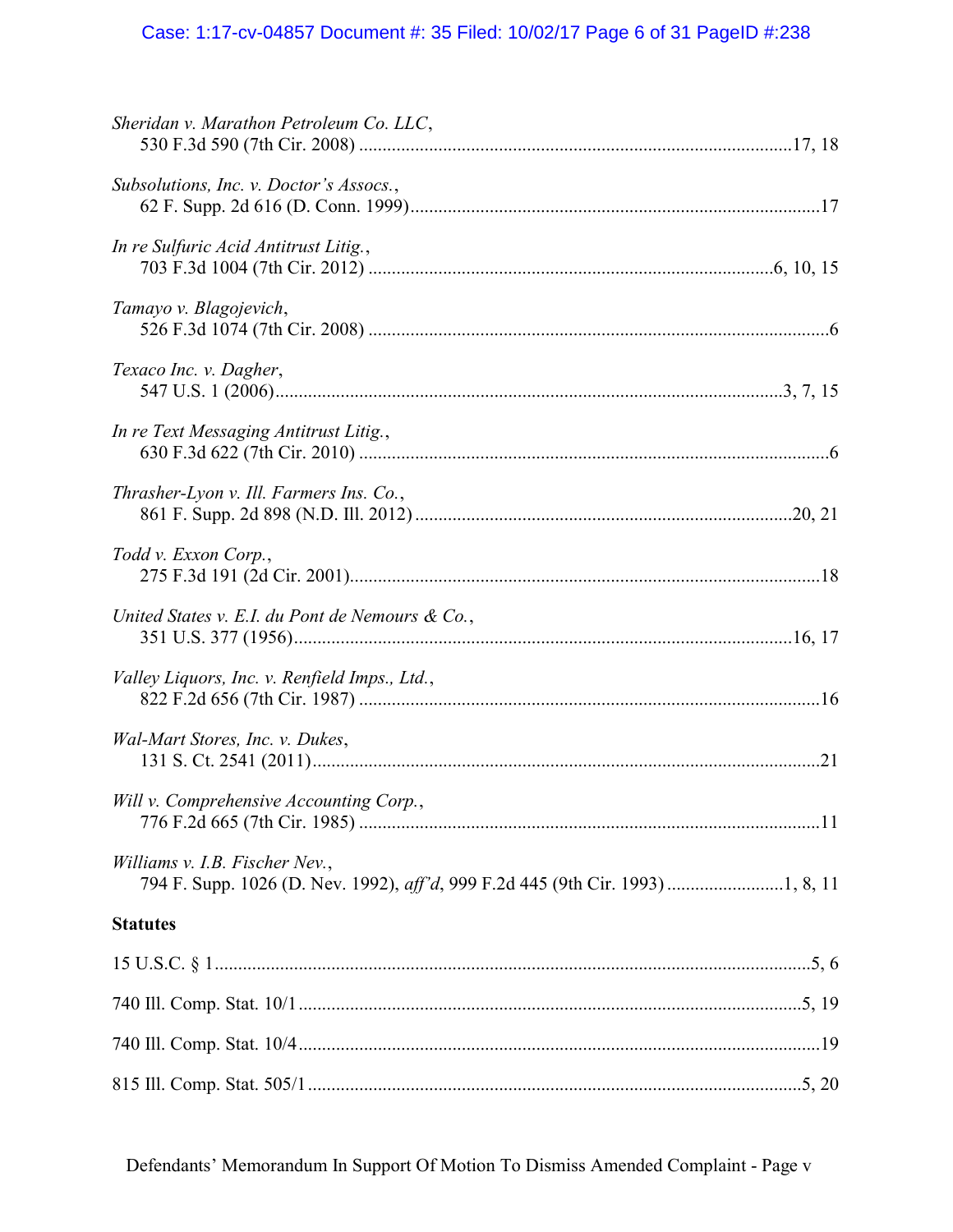*Sheridan v. Marathon Petroleum Co. LLC*,
530 F.3d 590 (7th Cir. 2008) ....................17, 18

*Subsolutions, Inc. v. Doctor's Assocs.*,
62 F. Supp. 2d 616 (D. Conn. 1999) ....................17

*In re Sulfuric Acid Antitrust Litig.*,
703 F.3d 1004 (7th Cir. 2012) ....................6, 10, 15

*Tamayo v. Blagojevich*,
526 F.3d 1074 (7th Cir. 2008) ....................6

*Texaco Inc. v. Dagher*,
547 U.S. 1 (2006) ....................3, 7, 15

*In re Text Messaging Antitrust Litig.*,
630 F.3d 622 (7th Cir. 2010) ....................6

*Thrasher-Lyon v. Ill. Farmers Ins. Co.*,
861 F. Supp. 2d 898 (N.D. Ill. 2012) ....................20, 21

*Todd v. Exxon Corp.*,
275 F.3d 191 (2d Cir. 2001) ....................18

*United States v. E.I. du Pont de Nemours & Co.*,
351 U.S. 377 (1956) ....................16, 17

*Valley Liquors, Inc. v. Renfield Imps., Ltd.*,
822 F.2d 656 (7th Cir. 1987) ....................16

*Wal-Mart Stores, Inc. v. Dukes*,
131 S. Ct. 2541 (2011) ....................21

*Will v. Comprehensive Accounting Corp.*,
776 F.2d 665 (7th Cir. 1985) ....................11

*Williams v. I.B. Fischer Nev.*,
794 F. Supp. 1026 (D. Nev. 1992), *aff'd*, 999 F.2d 445 (9th Cir. 1993) ....................1, 8, 11

**Statutes**

15 U.S.C. § 1 ....................5, 6

740 Ill. Comp. Stat. 10/1 ....................5, 19

740 Ill. Comp. Stat. 10/4 ....................19

815 Ill. Comp. Stat. 505/1 ....................5, 20

Defendants' Memorandum In Support Of Motion To Dismiss Amended Complaint - Page v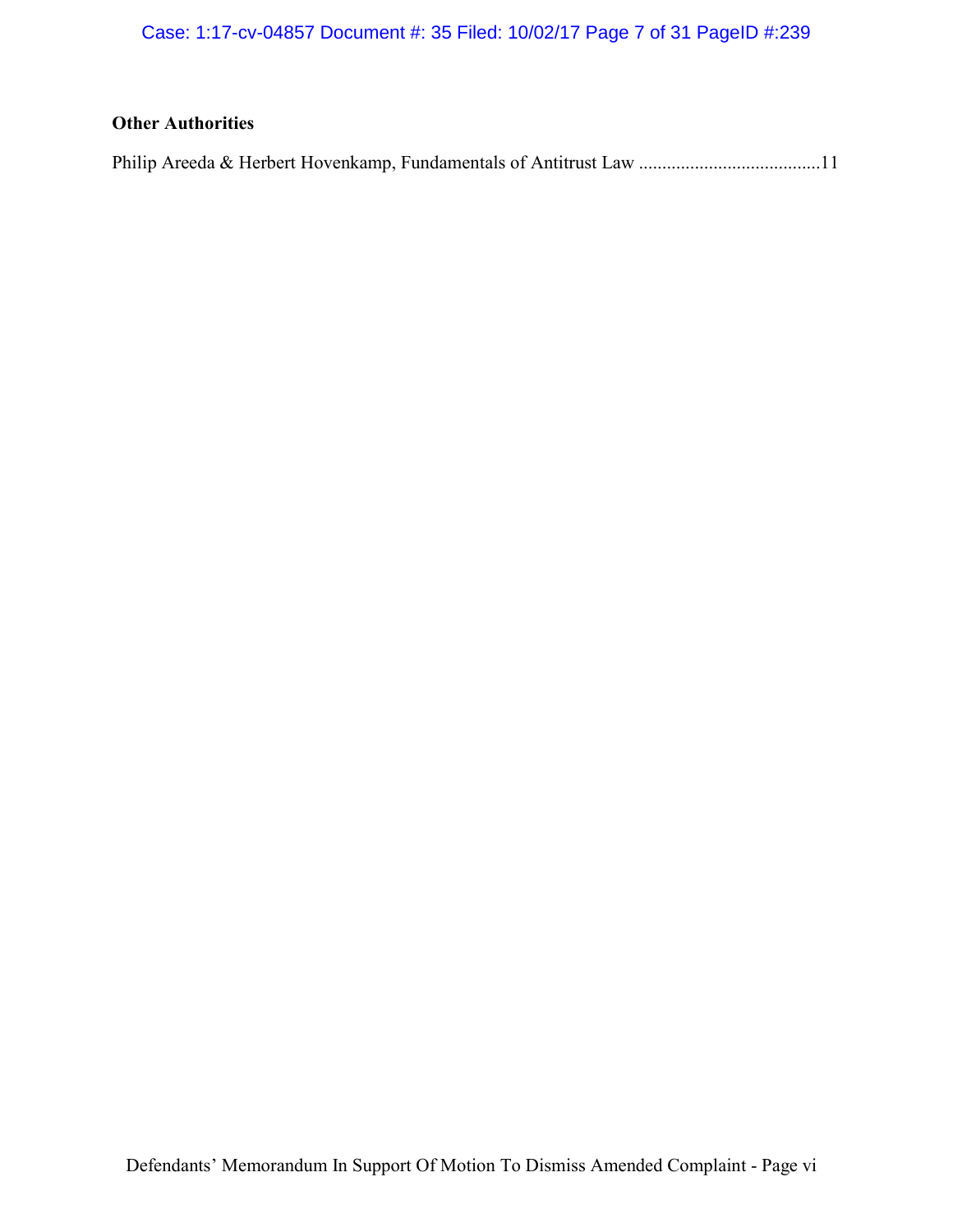**Other Authorities**

Philip Areeda & Herbert Hovenkamp, Fundamentals of Antitrust Law .......................................11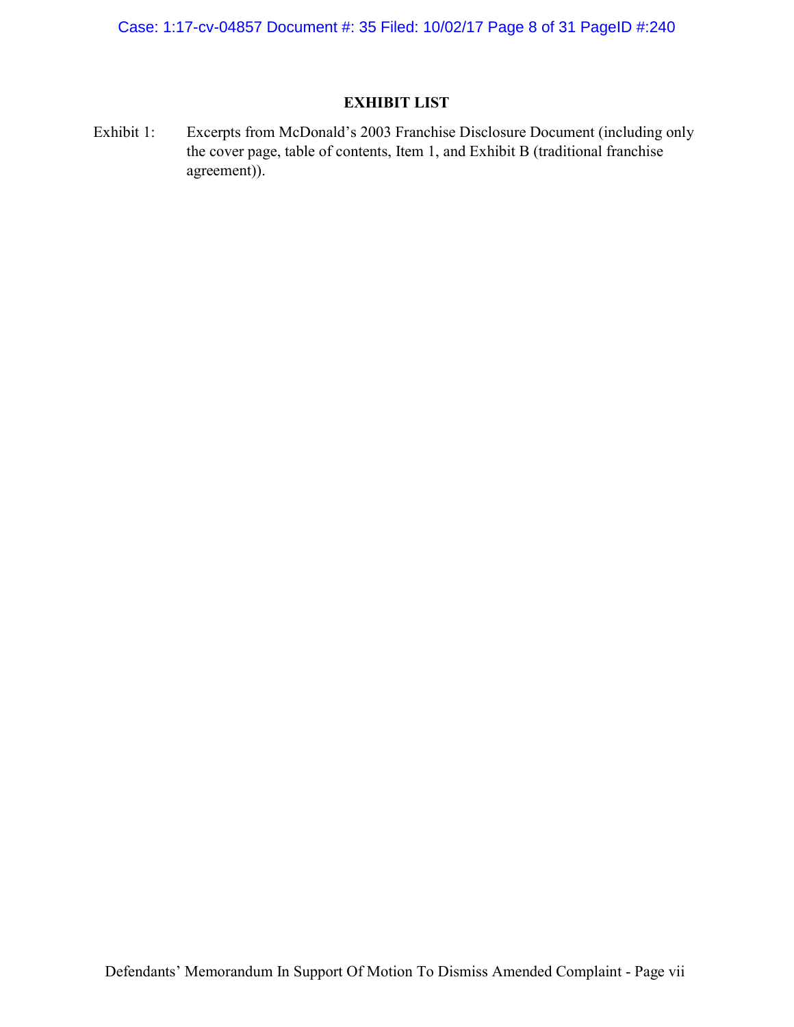## EXHIBIT LIST

Exhibit 1: Excerpts from McDonald's 2003 Franchise Disclosure Document (including only the cover page, table of contents, Item 1, and Exhibit B (traditional franchise agreement)).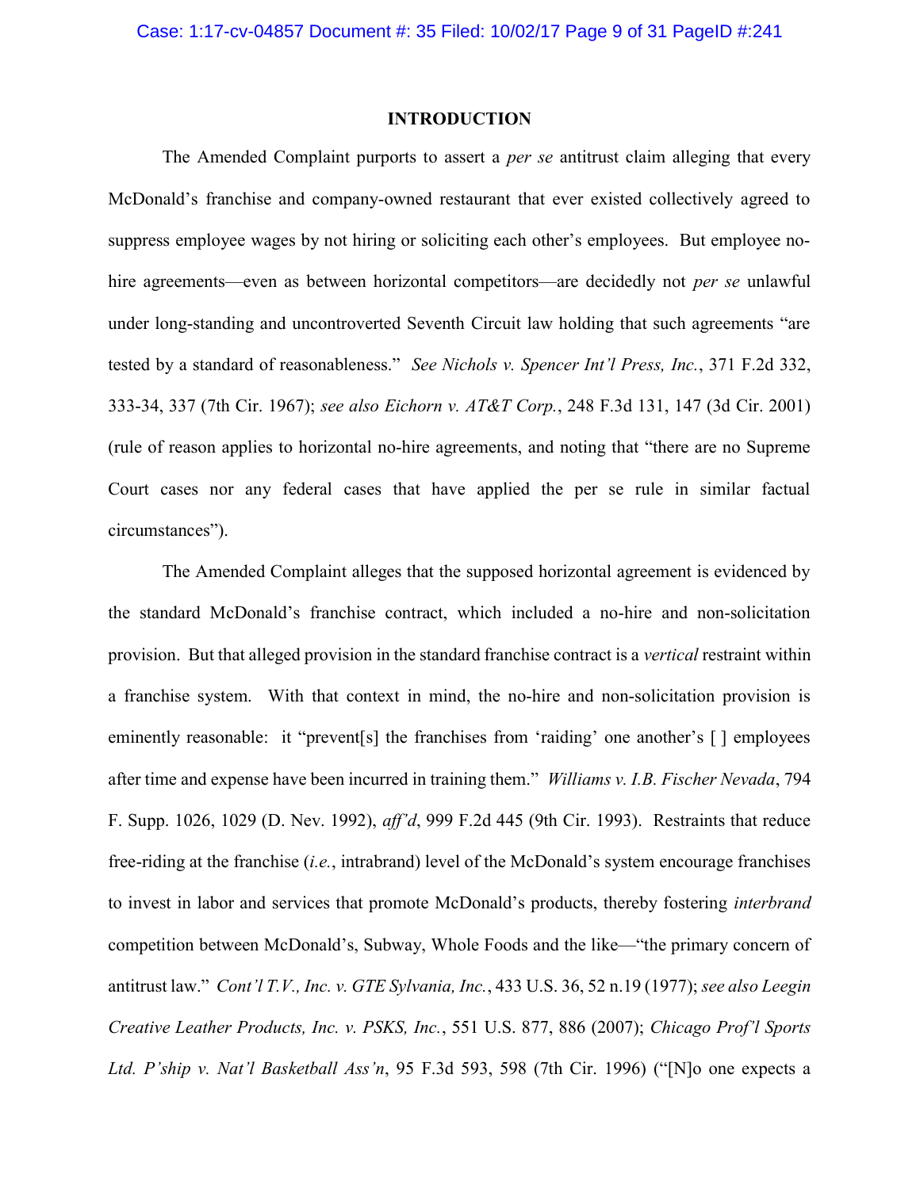## INTRODUCTION

The Amended Complaint purports to assert a *per se* antitrust claim alleging that every McDonald's franchise and company-owned restaurant that ever existed collectively agreed to suppress employee wages by not hiring or soliciting each other's employees. But employee no-hire agreements—even as between horizontal competitors—are decidedly not *per se* unlawful under long-standing and uncontroverted Seventh Circuit law holding that such agreements "are tested by a standard of reasonableness." *See Nichols v. Spencer Int'l Press, Inc.*, 371 F.2d 332, 333-34, 337 (7th Cir. 1967); *see also Eichorn v. AT&T Corp.*, 248 F.3d 131, 147 (3d Cir. 2001) (rule of reason applies to horizontal no-hire agreements, and noting that "there are no Supreme Court cases nor any federal cases that have applied the per se rule in similar factual circumstances").

The Amended Complaint alleges that the supposed horizontal agreement is evidenced by the standard McDonald's franchise contract, which included a no-hire and non-solicitation provision. But that alleged provision in the standard franchise contract is a *vertical* restraint within a franchise system. With that context in mind, the no-hire and non-solicitation provision is eminently reasonable: it "prevent[s] the franchises from 'raiding' one another's [ ] employees after time and expense have been incurred in training them." *Williams v. I.B. Fischer Nevada*, 794 F. Supp. 1026, 1029 (D. Nev. 1992), *aff'd*, 999 F.2d 445 (9th Cir. 1993). Restraints that reduce free-riding at the franchise (*i.e.*, intrabrand) level of the McDonald's system encourage franchises to invest in labor and services that promote McDonald's products, thereby fostering *interbrand* competition between McDonald's, Subway, Whole Foods and the like—"the primary concern of antitrust law." *Cont'l T.V., Inc. v. GTE Sylvania, Inc.*, 433 U.S. 36, 52 n.19 (1977); *see also Leegin Creative Leather Products, Inc. v. PSKS, Inc.*, 551 U.S. 877, 886 (2007); *Chicago Prof'l Sports Ltd. P'ship v. Nat'l Basketball Ass'n*, 95 F.3d 593, 598 (7th Cir. 1996) ("[N]o one expects a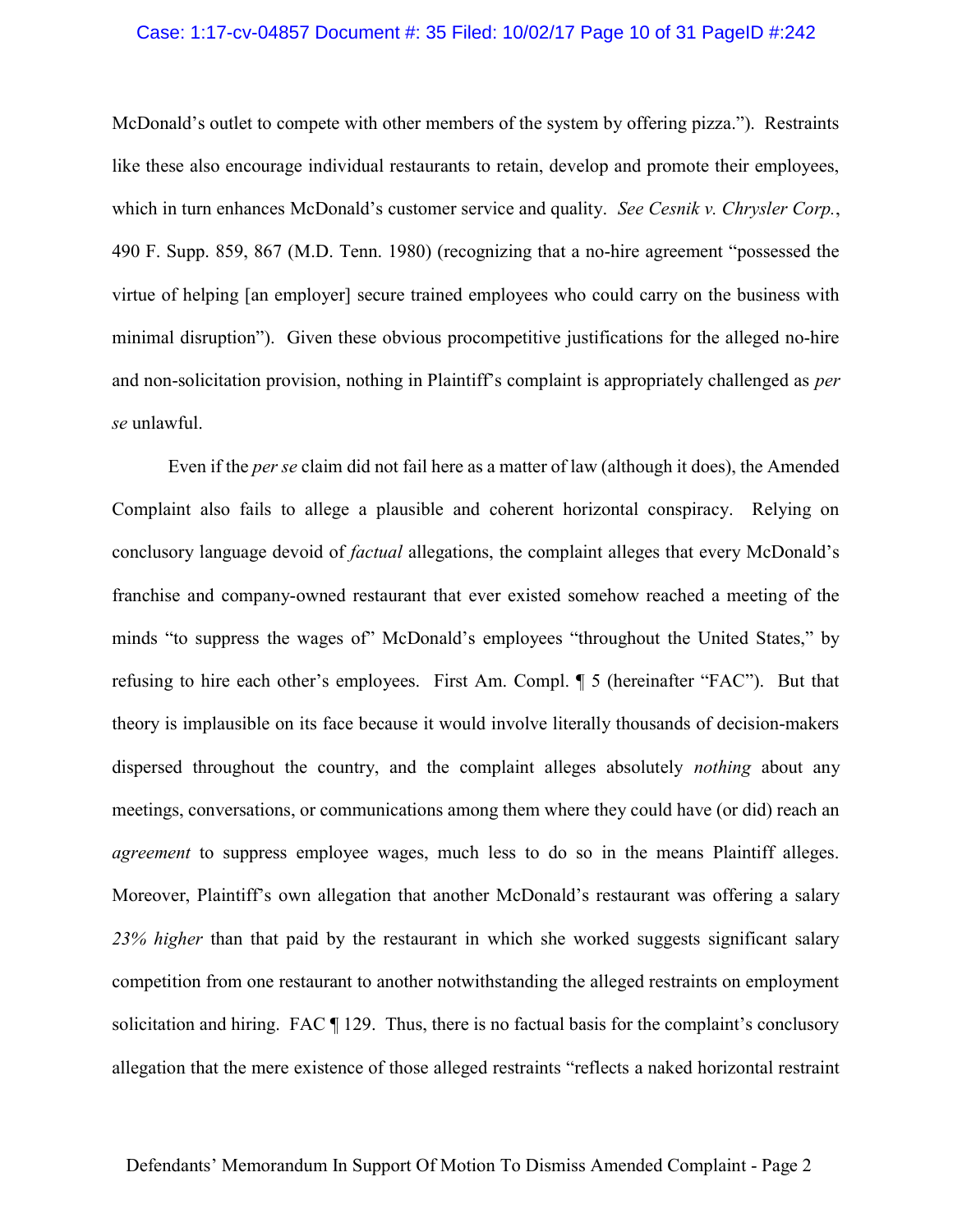McDonald's outlet to compete with other members of the system by offering pizza."). Restraints like these also encourage individual restaurants to retain, develop and promote their employees, which in turn enhances McDonald's customer service and quality. *See Cesnik v. Chrysler Corp.*, 490 F. Supp. 859, 867 (M.D. Tenn. 1980) (recognizing that a no-hire agreement "possessed the virtue of helping [an employer] secure trained employees who could carry on the business with minimal disruption"). Given these obvious procompetitive justifications for the alleged no-hire and non-solicitation provision, nothing in Plaintiff's complaint is appropriately challenged as *per se* unlawful.

Even if the *per se* claim did not fail here as a matter of law (although it does), the Amended Complaint also fails to allege a plausible and coherent horizontal conspiracy. Relying on conclusory language devoid of *factual* allegations, the complaint alleges that every McDonald's franchise and company-owned restaurant that ever existed somehow reached a meeting of the minds "to suppress the wages of" McDonald's employees "throughout the United States," by refusing to hire each other's employees. First Am. Compl. ¶ 5 (hereinafter "FAC"). But that theory is implausible on its face because it would involve literally thousands of decision-makers dispersed throughout the country, and the complaint alleges absolutely *nothing* about any meetings, conversations, or communications among them where they could have (or did) reach an *agreement* to suppress employee wages, much less to do so in the means Plaintiff alleges. Moreover, Plaintiff's own allegation that another McDonald's restaurant was offering a salary *23% higher* than that paid by the restaurant in which she worked suggests significant salary competition from one restaurant to another notwithstanding the alleged restraints on employment solicitation and hiring. FAC ¶ 129. Thus, there is no factual basis for the complaint's conclusory allegation that the mere existence of those alleged restraints "reflects a naked horizontal restraint

Defendants' Memorandum In Support Of Motion To Dismiss Amended Complaint - Page 2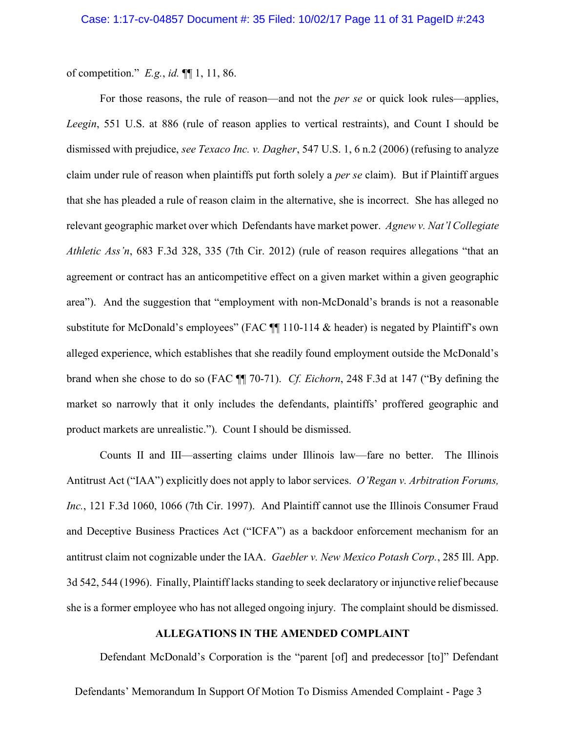of competition." *E.g.*, *id.* ¶¶ 1, 11, 86.

For those reasons, the rule of reason—and not the *per se* or quick look rules—applies, *Leegin*, 551 U.S. at 886 (rule of reason applies to vertical restraints), and Count I should be dismissed with prejudice, *see Texaco Inc. v. Dagher*, 547 U.S. 1, 6 n.2 (2006) (refusing to analyze claim under rule of reason when plaintiffs put forth solely a *per se* claim). But if Plaintiff argues that she has pleaded a rule of reason claim in the alternative, she is incorrect. She has alleged no relevant geographic market over which Defendants have market power. *Agnew v. Nat'l Collegiate Athletic Ass'n*, 683 F.3d 328, 335 (7th Cir. 2012) (rule of reason requires allegations "that an agreement or contract has an anticompetitive effect on a given market within a given geographic area"). And the suggestion that "employment with non-McDonald's brands is not a reasonable substitute for McDonald's employees" (FAC ¶¶ 110-114 & header) is negated by Plaintiff's own alleged experience, which establishes that she readily found employment outside the McDonald's brand when she chose to do so (FAC ¶¶ 70-71). *Cf. Eichorn*, 248 F.3d at 147 ("By defining the market so narrowly that it only includes the defendants, plaintiffs' proffered geographic and product markets are unrealistic."). Count I should be dismissed.

Counts II and III—asserting claims under Illinois law—fare no better. The Illinois Antitrust Act ("IAA") explicitly does not apply to labor services. *O'Regan v. Arbitration Forums, Inc.*, 121 F.3d 1060, 1066 (7th Cir. 1997). And Plaintiff cannot use the Illinois Consumer Fraud and Deceptive Business Practices Act ("ICFA") as a backdoor enforcement mechanism for an antitrust claim not cognizable under the IAA. *Gaebler v. New Mexico Potash Corp.*, 285 Ill. App. 3d 542, 544 (1996). Finally, Plaintiff lacks standing to seek declaratory or injunctive relief because she is a former employee who has not alleged ongoing injury. The complaint should be dismissed.

## ALLEGATIONS IN THE AMENDED COMPLAINT

Defendant McDonald's Corporation is the "parent [of] and predecessor [to]" Defendant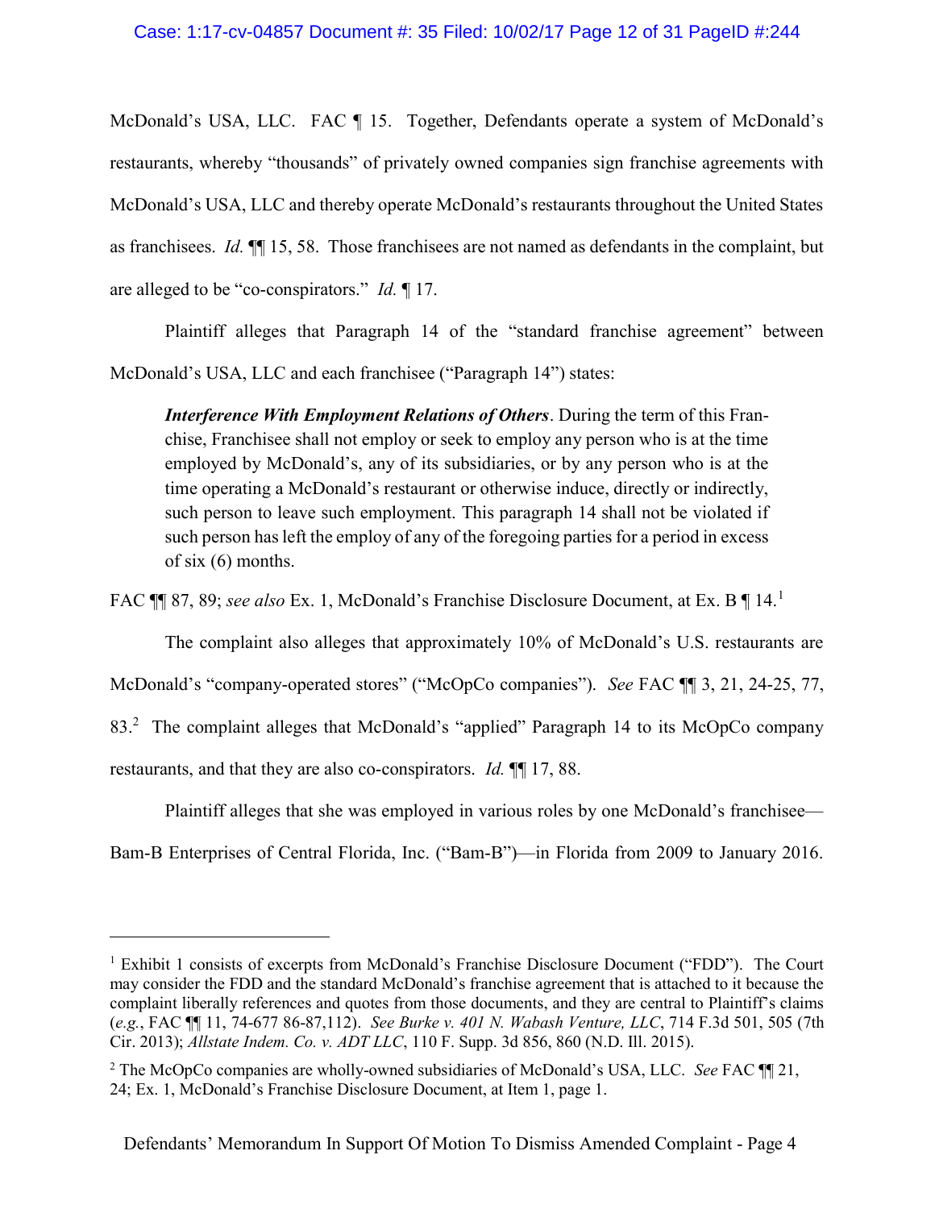McDonald's USA, LLC. FAC ¶ 15. Together, Defendants operate a system of McDonald's restaurants, whereby "thousands" of privately owned companies sign franchise agreements with McDonald's USA, LLC and thereby operate McDonald's restaurants throughout the United States as franchisees. *Id.* ¶¶ 15, 58. Those franchisees are not named as defendants in the complaint, but are alleged to be "co-conspirators." *Id.* ¶ 17.

Plaintiff alleges that Paragraph 14 of the "standard franchise agreement" between McDonald's USA, LLC and each franchisee ("Paragraph 14") states:

> ***Interference With Employment Relations of Others***. During the term of this Franchise, Franchisee shall not employ or seek to employ any person who is at the time employed by McDonald's, any of its subsidiaries, or by any person who is at the time operating a McDonald's restaurant or otherwise induce, directly or indirectly, such person to leave such employment. This paragraph 14 shall not be violated if such person has left the employ of any of the foregoing parties for a period in excess of six (6) months.

FAC ¶¶ 87, 89; *see also* Ex. 1, McDonald's Franchise Disclosure Document, at Ex. B ¶ 14.[1]

The complaint also alleges that approximately 10% of McDonald's U.S. restaurants are McDonald's "company-operated stores" ("McOpCo companies"). *See* FAC ¶¶ 3, 21, 24-25, 77, 83.[2] The complaint alleges that McDonald's "applied" Paragraph 14 to its McOpCo company restaurants, and that they are also co-conspirators. *Id.* ¶¶ 17, 88.

Plaintiff alleges that she was employed in various roles by one McDonald's franchisee—Bam-B Enterprises of Central Florida, Inc. ("Bam-B")—in Florida from 2009 to January 2016.

---

[1] Exhibit 1 consists of excerpts from McDonald's Franchise Disclosure Document ("FDD"). The Court may consider the FDD and the standard McDonald's franchise agreement that is attached to it because the complaint liberally references and quotes from those documents, and they are central to Plaintiff's claims (*e.g.*, FAC ¶¶ 11, 74-677 86-87,112). *See Burke v. 401 N. Wabash Venture, LLC*, 714 F.3d 501, 505 (7th Cir. 2013); *Allstate Indem. Co. v. ADT LLC*, 110 F. Supp. 3d 856, 860 (N.D. Ill. 2015).

[2] The McOpCo companies are wholly-owned subsidiaries of McDonald's USA, LLC. *See* FAC ¶¶ 21, 24; Ex. 1, McDonald's Franchise Disclosure Document, at Item 1, page 1.

Defendants' Memorandum In Support Of Motion To Dismiss Amended Complaint - Page 4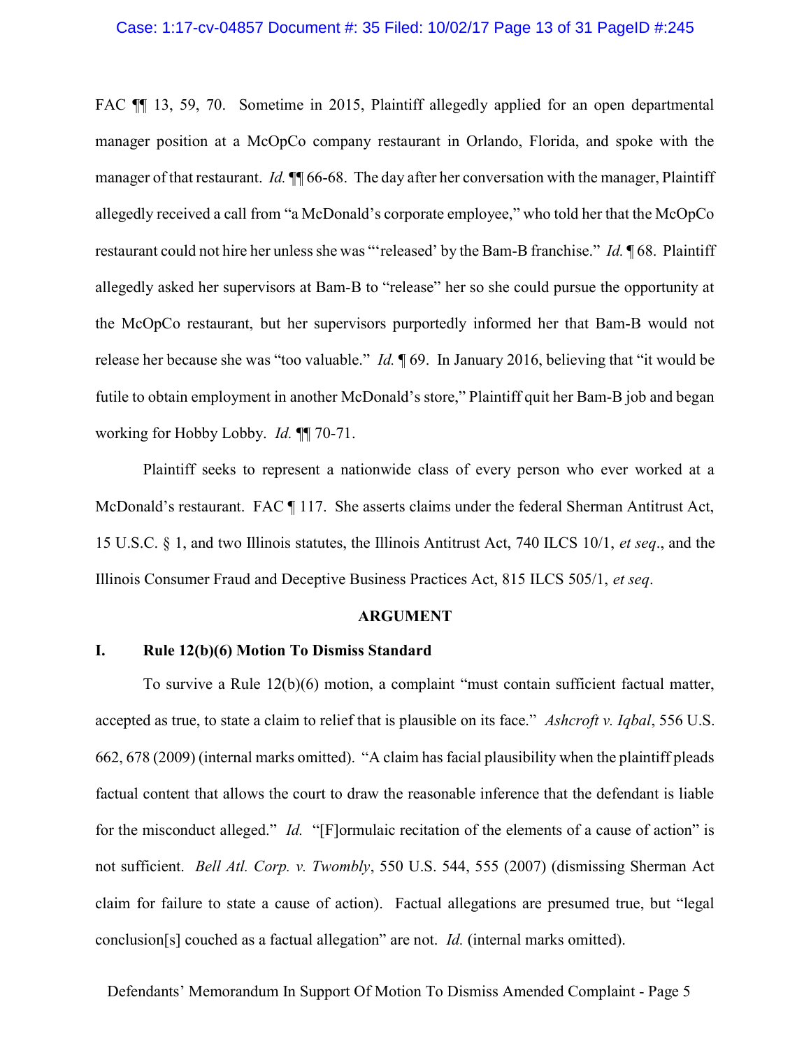FAC ¶¶ 13, 59, 70. Sometime in 2015, Plaintiff allegedly applied for an open departmental manager position at a McOpCo company restaurant in Orlando, Florida, and spoke with the manager of that restaurant. *Id.* ¶¶ 66-68. The day after her conversation with the manager, Plaintiff allegedly received a call from "a McDonald's corporate employee," who told her that the McOpCo restaurant could not hire her unless she was "'released' by the Bam-B franchise." *Id.* ¶ 68. Plaintiff allegedly asked her supervisors at Bam-B to "release" her so she could pursue the opportunity at the McOpCo restaurant, but her supervisors purportedly informed her that Bam-B would not release her because she was "too valuable." *Id.* ¶ 69. In January 2016, believing that "it would be futile to obtain employment in another McDonald's store," Plaintiff quit her Bam-B job and began working for Hobby Lobby. *Id.* ¶¶ 70-71.

Plaintiff seeks to represent a nationwide class of every person who ever worked at a McDonald's restaurant. FAC ¶ 117. She asserts claims under the federal Sherman Antitrust Act, 15 U.S.C. § 1, and two Illinois statutes, the Illinois Antitrust Act, 740 ILCS 10/1, *et seq*., and the Illinois Consumer Fraud and Deceptive Business Practices Act, 815 ILCS 505/1, *et seq*.

## ARGUMENT

### I. Rule 12(b)(6) Motion To Dismiss Standard

To survive a Rule 12(b)(6) motion, a complaint "must contain sufficient factual matter, accepted as true, to state a claim to relief that is plausible on its face." *Ashcroft v. Iqbal*, 556 U.S. 662, 678 (2009) (internal marks omitted). "A claim has facial plausibility when the plaintiff pleads factual content that allows the court to draw the reasonable inference that the defendant is liable for the misconduct alleged." *Id.* "[F]ormulaic recitation of the elements of a cause of action" is not sufficient. *Bell Atl. Corp. v. Twombly*, 550 U.S. 544, 555 (2007) (dismissing Sherman Act claim for failure to state a cause of action). Factual allegations are presumed true, but "legal conclusion[s] couched as a factual allegation" are not. *Id.* (internal marks omitted).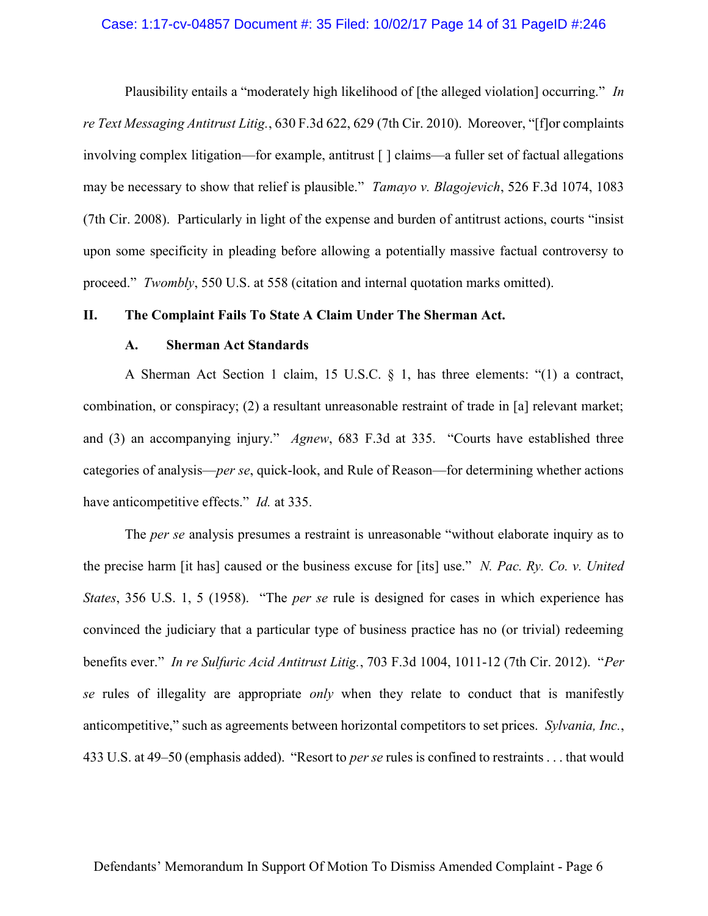Plausibility entails a "moderately high likelihood of [the alleged violation] occurring." *In re Text Messaging Antitrust Litig.*, 630 F.3d 622, 629 (7th Cir. 2010). Moreover, "[f]or complaints involving complex litigation—for example, antitrust [ ] claims—a fuller set of factual allegations may be necessary to show that relief is plausible." *Tamayo v. Blagojevich*, 526 F.3d 1074, 1083 (7th Cir. 2008). Particularly in light of the expense and burden of antitrust actions, courts "insist upon some specificity in pleading before allowing a potentially massive factual controversy to proceed." *Twombly*, 550 U.S. at 558 (citation and internal quotation marks omitted).

## II. The Complaint Fails To State A Claim Under The Sherman Act.

### A. Sherman Act Standards

A Sherman Act Section 1 claim, 15 U.S.C. § 1, has three elements: "(1) a contract, combination, or conspiracy; (2) a resultant unreasonable restraint of trade in [a] relevant market; and (3) an accompanying injury." *Agnew*, 683 F.3d at 335. "Courts have established three categories of analysis—*per se*, quick-look, and Rule of Reason—for determining whether actions have anticompetitive effects." *Id.* at 335.

The *per se* analysis presumes a restraint is unreasonable "without elaborate inquiry as to the precise harm [it has] caused or the business excuse for [its] use." *N. Pac. Ry. Co. v. United States*, 356 U.S. 1, 5 (1958). "The *per se* rule is designed for cases in which experience has convinced the judiciary that a particular type of business practice has no (or trivial) redeeming benefits ever." *In re Sulfuric Acid Antitrust Litig.*, 703 F.3d 1004, 1011-12 (7th Cir. 2012). "*Per se* rules of illegality are appropriate *only* when they relate to conduct that is manifestly anticompetitive," such as agreements between horizontal competitors to set prices. *Sylvania, Inc.*, 433 U.S. at 49–50 (emphasis added). "Resort to *per se* rules is confined to restraints . . . that would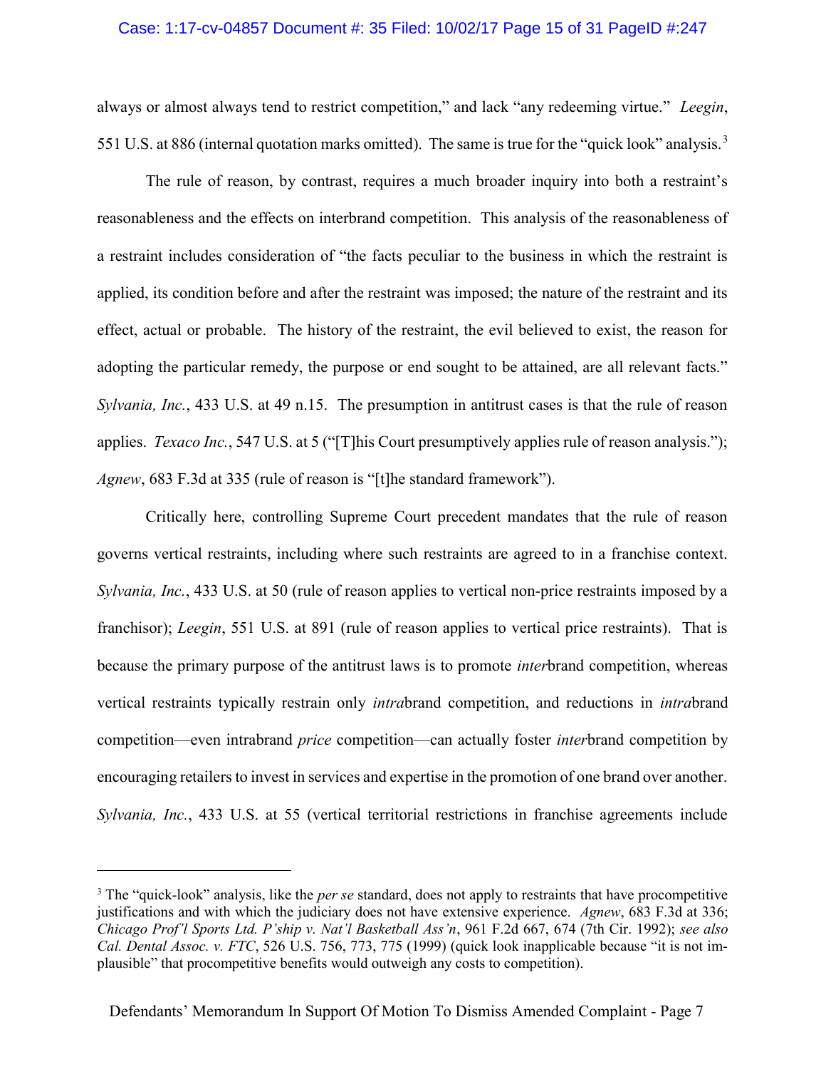always or almost always tend to restrict competition," and lack "any redeeming virtue." *Leegin*, 551 U.S. at 886 (internal quotation marks omitted). The same is true for the "quick look" analysis.[3]

The rule of reason, by contrast, requires a much broader inquiry into both a restraint's reasonableness and the effects on interbrand competition. This analysis of the reasonableness of a restraint includes consideration of "the facts peculiar to the business in which the restraint is applied, its condition before and after the restraint was imposed; the nature of the restraint and its effect, actual or probable. The history of the restraint, the evil believed to exist, the reason for adopting the particular remedy, the purpose or end sought to be attained, are all relevant facts." *Sylvania, Inc.*, 433 U.S. at 49 n.15. The presumption in antitrust cases is that the rule of reason applies. *Texaco Inc.*, 547 U.S. at 5 ("[T]his Court presumptively applies rule of reason analysis."); *Agnew*, 683 F.3d at 335 (rule of reason is "[t]he standard framework").

Critically here, controlling Supreme Court precedent mandates that the rule of reason governs vertical restraints, including where such restraints are agreed to in a franchise context. *Sylvania, Inc.*, 433 U.S. at 50 (rule of reason applies to vertical non-price restraints imposed by a franchisor); *Leegin*, 551 U.S. at 891 (rule of reason applies to vertical price restraints). That is because the primary purpose of the antitrust laws is to promote *inter*brand competition, whereas vertical restraints typically restrain only *intra*brand competition, and reductions in *intra*brand competition—even intrabrand *price* competition—can actually foster *inter*brand competition by encouraging retailers to invest in services and expertise in the promotion of one brand over another. *Sylvania, Inc.*, 433 U.S. at 55 (vertical territorial restrictions in franchise agreements include

---

[3] The "quick-look" analysis, like the *per se* standard, does not apply to restraints that have procompetitive justifications and with which the judiciary does not have extensive experience. *Agnew*, 683 F.3d at 336; *Chicago Prof'l Sports Ltd. P'ship v. Nat'l Basketball Ass'n*, 961 F.2d 667, 674 (7th Cir. 1992); *see also Cal. Dental Assoc. v. FTC*, 526 U.S. 756, 773, 775 (1999) (quick look inapplicable because "it is not implausible" that procompetitive benefits would outweigh any costs to competition).

Defendants' Memorandum In Support Of Motion To Dismiss Amended Complaint - Page 7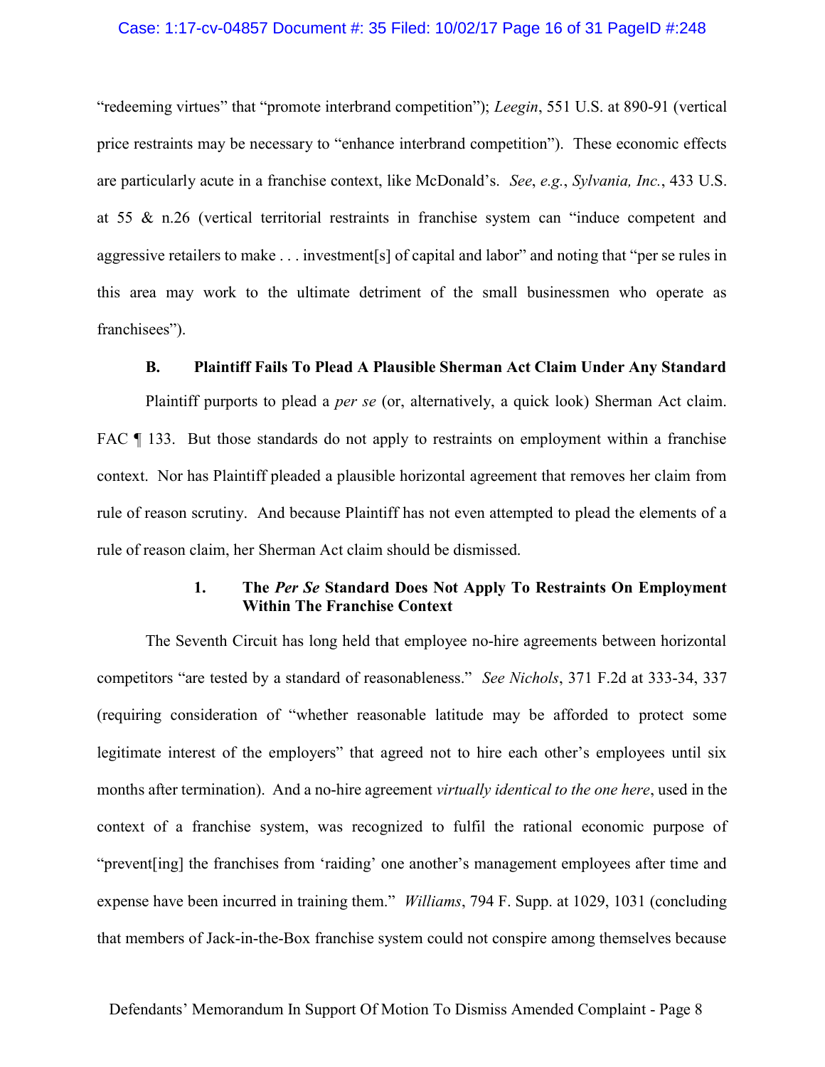"redeeming virtues" that "promote interbrand competition"); *Leegin*, 551 U.S. at 890-91 (vertical price restraints may be necessary to "enhance interbrand competition"). These economic effects are particularly acute in a franchise context, like McDonald's. *See*, *e.g.*, *Sylvania, Inc.*, 433 U.S. at 55 & n.26 (vertical territorial restraints in franchise system can "induce competent and aggressive retailers to make . . . investment[s] of capital and labor" and noting that "per se rules in this area may work to the ultimate detriment of the small businessmen who operate as franchisees").

### B. Plaintiff Fails To Plead A Plausible Sherman Act Claim Under Any Standard

Plaintiff purports to plead a *per se* (or, alternatively, a quick look) Sherman Act claim. FAC ¶ 133. But those standards do not apply to restraints on employment within a franchise context. Nor has Plaintiff pleaded a plausible horizontal agreement that removes her claim from rule of reason scrutiny. And because Plaintiff has not even attempted to plead the elements of a rule of reason claim, her Sherman Act claim should be dismissed.

#### 1. The *Per Se* Standard Does Not Apply To Restraints On Employment Within The Franchise Context

The Seventh Circuit has long held that employee no-hire agreements between horizontal competitors "are tested by a standard of reasonableness." *See Nichols*, 371 F.2d at 333-34, 337 (requiring consideration of "whether reasonable latitude may be afforded to protect some legitimate interest of the employers" that agreed not to hire each other's employees until six months after termination). And a no-hire agreement *virtually identical to the one here*, used in the context of a franchise system, was recognized to fulfil the rational economic purpose of "prevent[ing] the franchises from 'raiding' one another's management employees after time and expense have been incurred in training them." *Williams*, 794 F. Supp. at 1029, 1031 (concluding that members of Jack-in-the-Box franchise system could not conspire among themselves because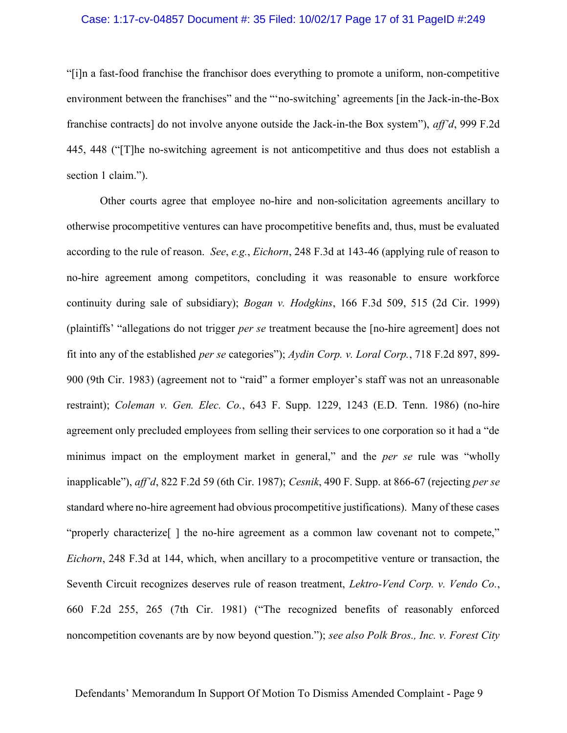"[i]n a fast-food franchise the franchisor does everything to promote a uniform, non-competitive environment between the franchises" and the "'no-switching' agreements [in the Jack-in-the-Box franchise contracts] do not involve anyone outside the Jack-in-the Box system"), *aff'd*, 999 F.2d 445, 448 ("[T]he no-switching agreement is not anticompetitive and thus does not establish a section 1 claim.").

Other courts agree that employee no-hire and non-solicitation agreements ancillary to otherwise procompetitive ventures can have procompetitive benefits and, thus, must be evaluated according to the rule of reason. *See*, *e.g.*, *Eichorn*, 248 F.3d at 143-46 (applying rule of reason to no-hire agreement among competitors, concluding it was reasonable to ensure workforce continuity during sale of subsidiary); *Bogan v. Hodgkins*, 166 F.3d 509, 515 (2d Cir. 1999) (plaintiffs' "allegations do not trigger *per se* treatment because the [no-hire agreement] does not fit into any of the established *per se* categories"); *Aydin Corp. v. Loral Corp.*, 718 F.2d 897, 899-900 (9th Cir. 1983) (agreement not to "raid" a former employer's staff was not an unreasonable restraint); *Coleman v. Gen. Elec. Co.*, 643 F. Supp. 1229, 1243 (E.D. Tenn. 1986) (no-hire agreement only precluded employees from selling their services to one corporation so it had a "de minimus impact on the employment market in general," and the *per se* rule was "wholly inapplicable"), *aff'd*, 822 F.2d 59 (6th Cir. 1987); *Cesnik*, 490 F. Supp. at 866-67 (rejecting *per se* standard where no-hire agreement had obvious procompetitive justifications). Many of these cases "properly characterize[ ] the no-hire agreement as a common law covenant not to compete," *Eichorn*, 248 F.3d at 144, which, when ancillary to a procompetitive venture or transaction, the Seventh Circuit recognizes deserves rule of reason treatment, *Lektro-Vend Corp. v. Vendo Co.*, 660 F.2d 255, 265 (7th Cir. 1981) ("The recognized benefits of reasonably enforced noncompetition covenants are by now beyond question."); *see also Polk Bros., Inc. v. Forest City*

Defendants' Memorandum In Support Of Motion To Dismiss Amended Complaint - Page 9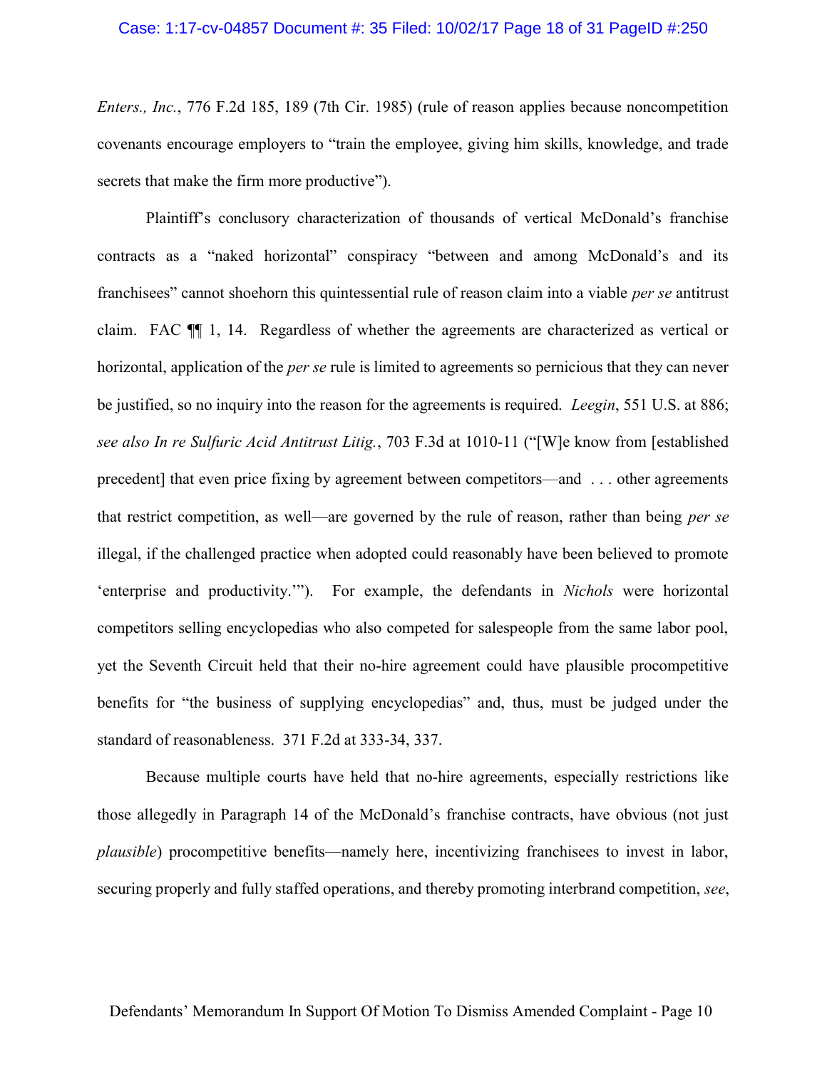*Enters., Inc.*, 776 F.2d 185, 189 (7th Cir. 1985) (rule of reason applies because noncompetition covenants encourage employers to "train the employee, giving him skills, knowledge, and trade secrets that make the firm more productive").

Plaintiff's conclusory characterization of thousands of vertical McDonald's franchise contracts as a "naked horizontal" conspiracy "between and among McDonald's and its franchisees" cannot shoehorn this quintessential rule of reason claim into a viable *per se* antitrust claim. FAC ¶¶ 1, 14. Regardless of whether the agreements are characterized as vertical or horizontal, application of the *per se* rule is limited to agreements so pernicious that they can never be justified, so no inquiry into the reason for the agreements is required. *Leegin*, 551 U.S. at 886; *see also In re Sulfuric Acid Antitrust Litig.*, 703 F.3d at 1010-11 ("[W]e know from [established precedent] that even price fixing by agreement between competitors—and . . . other agreements that restrict competition, as well—are governed by the rule of reason, rather than being *per se* illegal, if the challenged practice when adopted could reasonably have been believed to promote 'enterprise and productivity.'"). For example, the defendants in *Nichols* were horizontal competitors selling encyclopedias who also competed for salespeople from the same labor pool, yet the Seventh Circuit held that their no-hire agreement could have plausible procompetitive benefits for "the business of supplying encyclopedias" and, thus, must be judged under the standard of reasonableness. 371 F.2d at 333-34, 337.

Because multiple courts have held that no-hire agreements, especially restrictions like those allegedly in Paragraph 14 of the McDonald's franchise contracts, have obvious (not just *plausible*) procompetitive benefits—namely here, incentivizing franchisees to invest in labor, securing properly and fully staffed operations, and thereby promoting interbrand competition, *see*,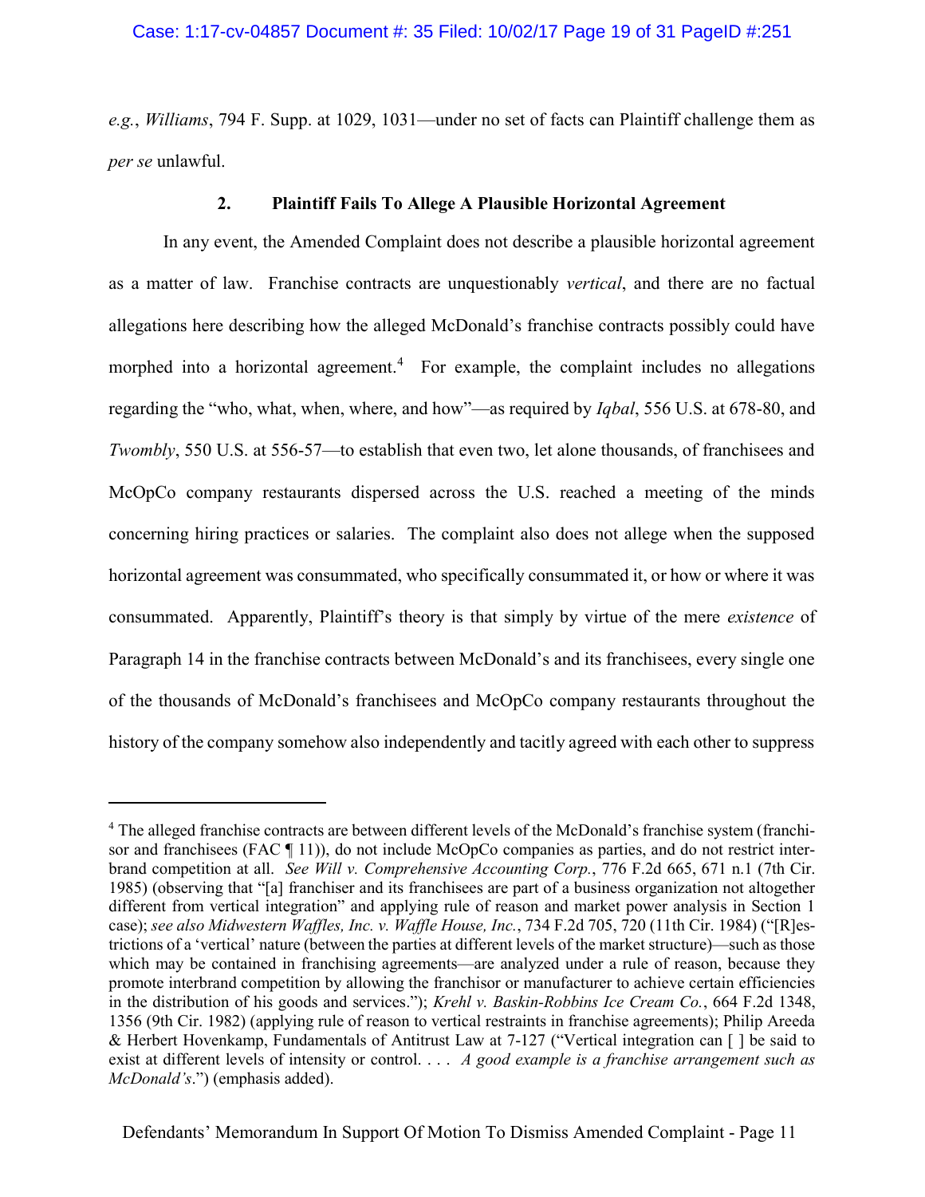*e.g.*, *Williams*, 794 F. Supp. at 1029, 1031—under no set of facts can Plaintiff challenge them as *per se* unlawful.

### 2. Plaintiff Fails To Allege A Plausible Horizontal Agreement

In any event, the Amended Complaint does not describe a plausible horizontal agreement as a matter of law. Franchise contracts are unquestionably *vertical*, and there are no factual allegations here describing how the alleged McDonald's franchise contracts possibly could have morphed into a horizontal agreement.[4] For example, the complaint includes no allegations regarding the "who, what, when, where, and how"—as required by *Iqbal*, 556 U.S. at 678-80, and *Twombly*, 550 U.S. at 556-57—to establish that even two, let alone thousands, of franchisees and McOpCo company restaurants dispersed across the U.S. reached a meeting of the minds concerning hiring practices or salaries. The complaint also does not allege when the supposed horizontal agreement was consummated, who specifically consummated it, or how or where it was consummated. Apparently, Plaintiff's theory is that simply by virtue of the mere *existence* of Paragraph 14 in the franchise contracts between McDonald's and its franchisees, every single one of the thousands of McDonald's franchisees and McOpCo company restaurants throughout the history of the company somehow also independently and tacitly agreed with each other to suppress

---

[4] The alleged franchise contracts are between different levels of the McDonald's franchise system (franchisor and franchisees (FAC ¶ 11)), do not include McOpCo companies as parties, and do not restrict interbrand competition at all. *See Will v. Comprehensive Accounting Corp.*, 776 F.2d 665, 671 n.1 (7th Cir. 1985) (observing that "[a] franchiser and its franchisees are part of a business organization not altogether different from vertical integration" and applying rule of reason and market power analysis in Section 1 case); *see also Midwestern Waffles, Inc. v. Waffle House, Inc.*, 734 F.2d 705, 720 (11th Cir. 1984) ("[R]estrictions of a 'vertical' nature (between the parties at different levels of the market structure)—such as those which may be contained in franchising agreements—are analyzed under a rule of reason, because they promote interbrand competition by allowing the franchisor or manufacturer to achieve certain efficiencies in the distribution of his goods and services."); *Krehl v. Baskin-Robbins Ice Cream Co.*, 664 F.2d 1348, 1356 (9th Cir. 1982) (applying rule of reason to vertical restraints in franchise agreements); Philip Areeda & Herbert Hovenkamp, Fundamentals of Antitrust Law at 7-127 ("Vertical integration can [ ] be said to exist at different levels of intensity or control. . . . *A good example is a franchise arrangement such as McDonald's*.") (emphasis added).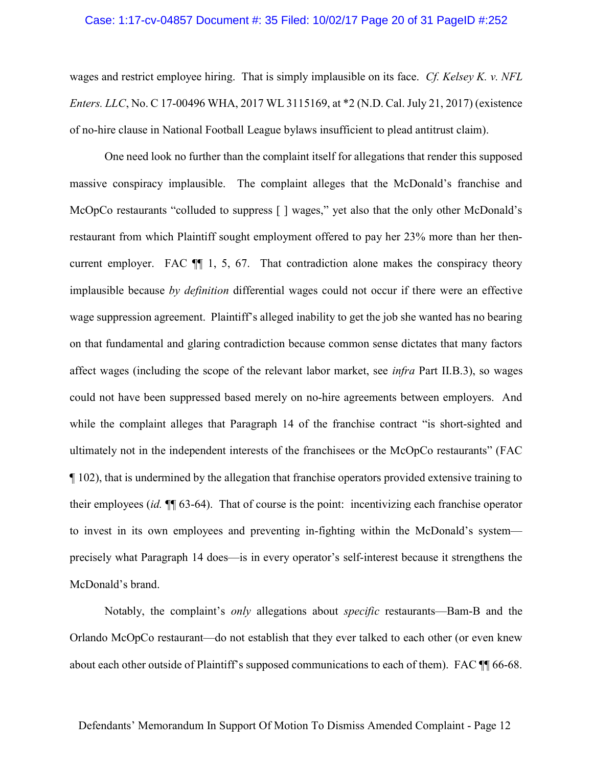wages and restrict employee hiring. That is simply implausible on its face. *Cf. Kelsey K. v. NFL Enters. LLC*, No. C 17-00496 WHA, 2017 WL 3115169, at *2 (N.D. Cal. July 21, 2017) (existence of no-hire clause in National Football League bylaws insufficient to plead antitrust claim).

One need look no further than the complaint itself for allegations that render this supposed massive conspiracy implausible. The complaint alleges that the McDonald's franchise and McOpCo restaurants "colluded to suppress [ ] wages," yet also that the only other McDonald's restaurant from which Plaintiff sought employment offered to pay her 23% more than her then-current employer. FAC ¶¶ 1, 5, 67. That contradiction alone makes the conspiracy theory implausible because *by definition* differential wages could not occur if there were an effective wage suppression agreement. Plaintiff's alleged inability to get the job she wanted has no bearing on that fundamental and glaring contradiction because common sense dictates that many factors affect wages (including the scope of the relevant labor market, see *infra* Part II.B.3), so wages could not have been suppressed based merely on no-hire agreements between employers. And while the complaint alleges that Paragraph 14 of the franchise contract "is short-sighted and ultimately not in the independent interests of the franchisees or the McOpCo restaurants" (FAC ¶ 102), that is undermined by the allegation that franchise operators provided extensive training to their employees (*id.* ¶¶ 63-64). That of course is the point: incentivizing each franchise operator to invest in its own employees and preventing in-fighting within the McDonald's system—precisely what Paragraph 14 does—is in every operator's self-interest because it strengthens the McDonald's brand.

Notably, the complaint's *only* allegations about *specific* restaurants—Bam-B and the Orlando McOpCo restaurant—do not establish that they ever talked to each other (or even knew about each other outside of Plaintiff's supposed communications to each of them). FAC ¶¶ 66-68.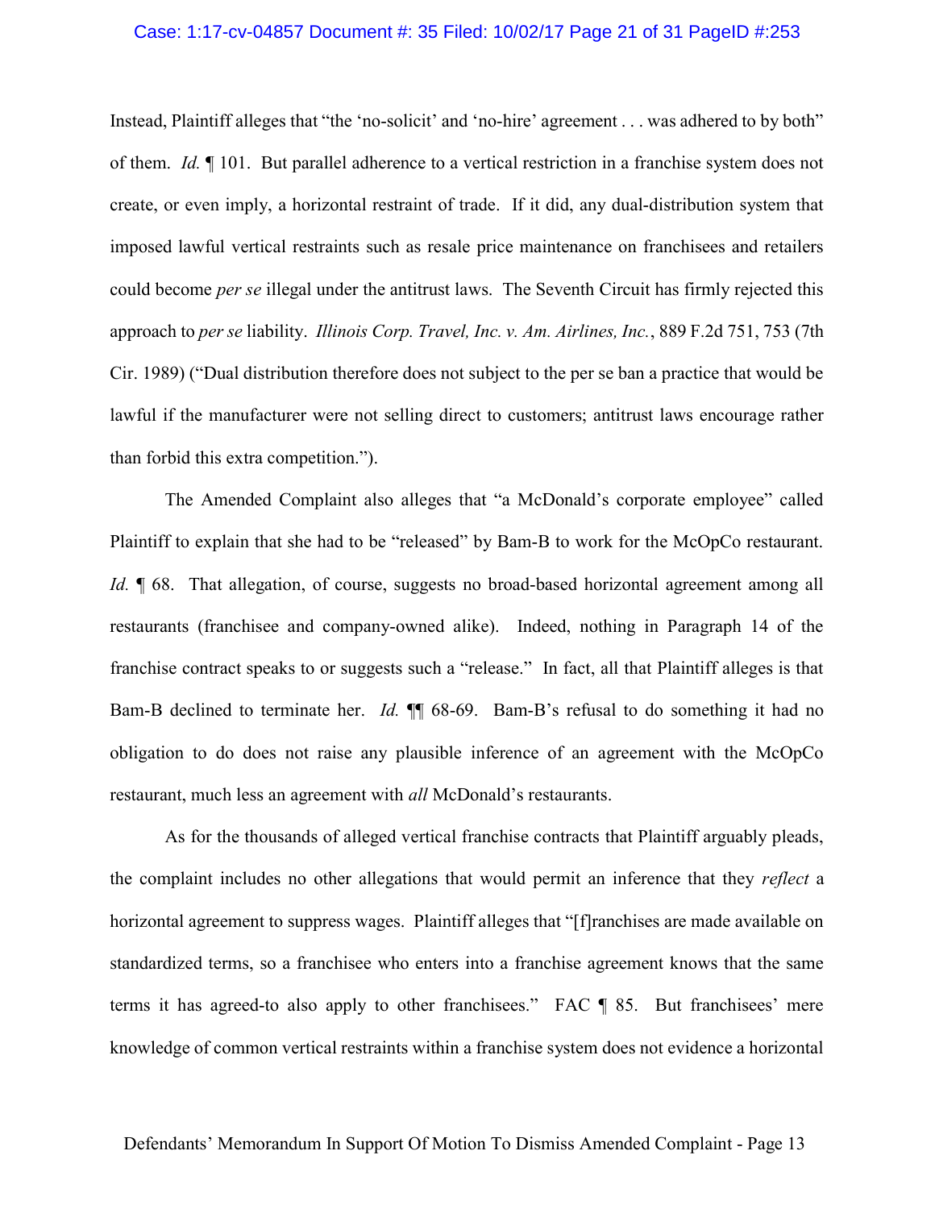Instead, Plaintiff alleges that "the 'no-solicit' and 'no-hire' agreement . . . was adhered to by both" of them. *Id.* ¶ 101. But parallel adherence to a vertical restriction in a franchise system does not create, or even imply, a horizontal restraint of trade. If it did, any dual-distribution system that imposed lawful vertical restraints such as resale price maintenance on franchisees and retailers could become *per se* illegal under the antitrust laws. The Seventh Circuit has firmly rejected this approach to *per se* liability. *Illinois Corp. Travel, Inc. v. Am. Airlines, Inc.*, 889 F.2d 751, 753 (7th Cir. 1989) ("Dual distribution therefore does not subject to the per se ban a practice that would be lawful if the manufacturer were not selling direct to customers; antitrust laws encourage rather than forbid this extra competition.").

The Amended Complaint also alleges that "a McDonald's corporate employee" called Plaintiff to explain that she had to be "released" by Bam-B to work for the McOpCo restaurant. *Id.* ¶ 68. That allegation, of course, suggests no broad-based horizontal agreement among all restaurants (franchisee and company-owned alike). Indeed, nothing in Paragraph 14 of the franchise contract speaks to or suggests such a "release." In fact, all that Plaintiff alleges is that Bam-B declined to terminate her. *Id.* ¶¶ 68-69. Bam-B's refusal to do something it had no obligation to do does not raise any plausible inference of an agreement with the McOpCo restaurant, much less an agreement with *all* McDonald's restaurants.

As for the thousands of alleged vertical franchise contracts that Plaintiff arguably pleads, the complaint includes no other allegations that would permit an inference that they *reflect* a horizontal agreement to suppress wages. Plaintiff alleges that "[f]ranchises are made available on standardized terms, so a franchisee who enters into a franchise agreement knows that the same terms it has agreed-to also apply to other franchisees." FAC ¶ 85. But franchisees' mere knowledge of common vertical restraints within a franchise system does not evidence a horizontal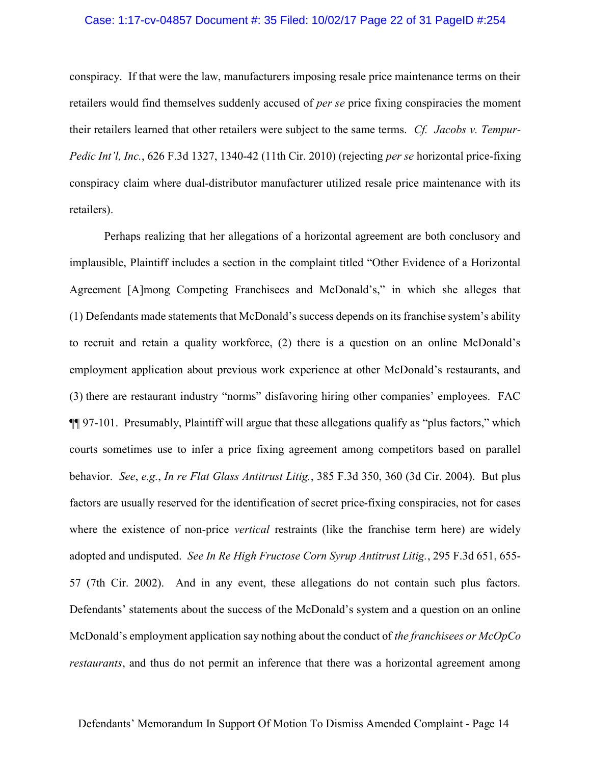conspiracy. If that were the law, manufacturers imposing resale price maintenance terms on their retailers would find themselves suddenly accused of *per se* price fixing conspiracies the moment their retailers learned that other retailers were subject to the same terms. *Cf. Jacobs v. Tempur-Pedic Int'l, Inc.*, 626 F.3d 1327, 1340-42 (11th Cir. 2010) (rejecting *per se* horizontal price-fixing conspiracy claim where dual-distributor manufacturer utilized resale price maintenance with its retailers).

Perhaps realizing that her allegations of a horizontal agreement are both conclusory and implausible, Plaintiff includes a section in the complaint titled "Other Evidence of a Horizontal Agreement [A]mong Competing Franchisees and McDonald's," in which she alleges that (1) Defendants made statements that McDonald's success depends on its franchise system's ability to recruit and retain a quality workforce, (2) there is a question on an online McDonald's employment application about previous work experience at other McDonald's restaurants, and (3) there are restaurant industry "norms" disfavoring hiring other companies' employees. FAC ¶¶ 97-101. Presumably, Plaintiff will argue that these allegations qualify as "plus factors," which courts sometimes use to infer a price fixing agreement among competitors based on parallel behavior. *See*, *e.g.*, *In re Flat Glass Antitrust Litig.*, 385 F.3d 350, 360 (3d Cir. 2004). But plus factors are usually reserved for the identification of secret price-fixing conspiracies, not for cases where the existence of non-price *vertical* restraints (like the franchise term here) are widely adopted and undisputed. *See In Re High Fructose Corn Syrup Antitrust Litig.*, 295 F.3d 651, 655-57 (7th Cir. 2002). And in any event, these allegations do not contain such plus factors. Defendants' statements about the success of the McDonald's system and a question on an online McDonald's employment application say nothing about the conduct of *the franchisees or McOpCo restaurants*, and thus do not permit an inference that there was a horizontal agreement among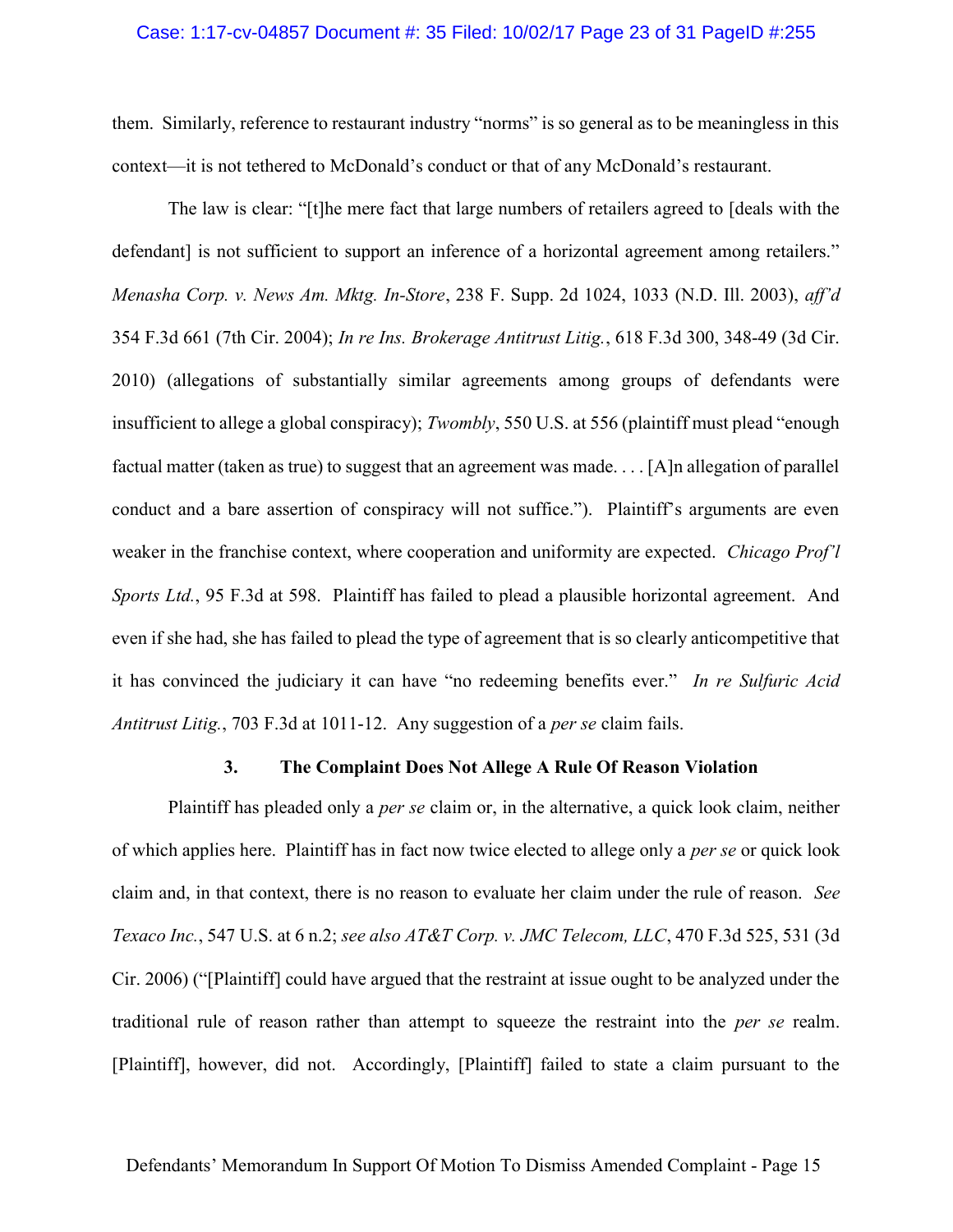them. Similarly, reference to restaurant industry "norms" is so general as to be meaningless in this context—it is not tethered to McDonald's conduct or that of any McDonald's restaurant.

The law is clear: "[t]he mere fact that large numbers of retailers agreed to [deals with the defendant] is not sufficient to support an inference of a horizontal agreement among retailers." *Menasha Corp. v. News Am. Mktg. In-Store*, 238 F. Supp. 2d 1024, 1033 (N.D. Ill. 2003), *aff'd* 354 F.3d 661 (7th Cir. 2004); *In re Ins. Brokerage Antitrust Litig.*, 618 F.3d 300, 348-49 (3d Cir. 2010) (allegations of substantially similar agreements among groups of defendants were insufficient to allege a global conspiracy); *Twombly*, 550 U.S. at 556 (plaintiff must plead "enough factual matter (taken as true) to suggest that an agreement was made. . . . [A]n allegation of parallel conduct and a bare assertion of conspiracy will not suffice."). Plaintiff's arguments are even weaker in the franchise context, where cooperation and uniformity are expected. *Chicago Prof'l Sports Ltd.*, 95 F.3d at 598. Plaintiff has failed to plead a plausible horizontal agreement. And even if she had, she has failed to plead the type of agreement that is so clearly anticompetitive that it has convinced the judiciary it can have "no redeeming benefits ever." *In re Sulfuric Acid Antitrust Litig.*, 703 F.3d at 1011-12. Any suggestion of a *per se* claim fails.

### 3. The Complaint Does Not Allege A Rule Of Reason Violation

Plaintiff has pleaded only a *per se* claim or, in the alternative, a quick look claim, neither of which applies here. Plaintiff has in fact now twice elected to allege only a *per se* or quick look claim and, in that context, there is no reason to evaluate her claim under the rule of reason. *See Texaco Inc.*, 547 U.S. at 6 n.2; *see also AT&T Corp. v. JMC Telecom, LLC*, 470 F.3d 525, 531 (3d Cir. 2006) ("[Plaintiff] could have argued that the restraint at issue ought to be analyzed under the traditional rule of reason rather than attempt to squeeze the restraint into the *per se* realm. [Plaintiff], however, did not. Accordingly, [Plaintiff] failed to state a claim pursuant to the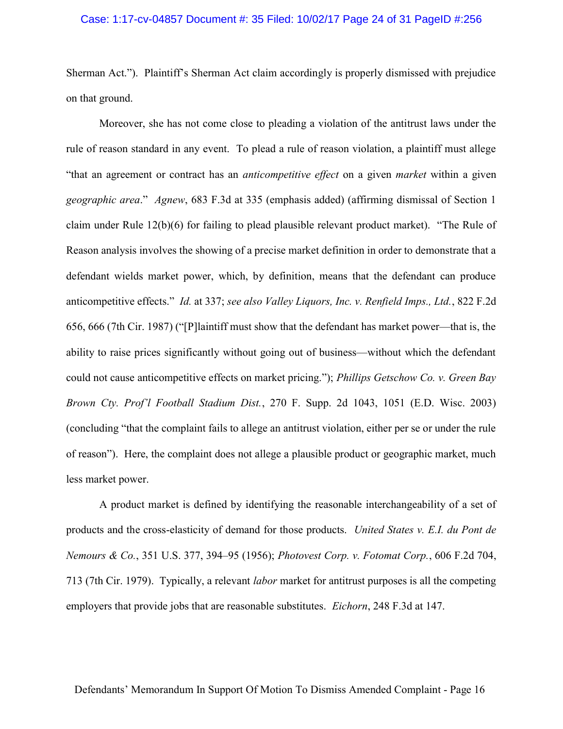Sherman Act."). Plaintiff's Sherman Act claim accordingly is properly dismissed with prejudice on that ground.

Moreover, she has not come close to pleading a violation of the antitrust laws under the rule of reason standard in any event. To plead a rule of reason violation, a plaintiff must allege "that an agreement or contract has an *anticompetitive effect* on a given *market* within a given *geographic area*." *Agnew*, 683 F.3d at 335 (emphasis added) (affirming dismissal of Section 1 claim under Rule 12(b)(6) for failing to plead plausible relevant product market). "The Rule of Reason analysis involves the showing of a precise market definition in order to demonstrate that a defendant wields market power, which, by definition, means that the defendant can produce anticompetitive effects." *Id.* at 337; *see also Valley Liquors, Inc. v. Renfield Imps., Ltd.*, 822 F.2d 656, 666 (7th Cir. 1987) ("[P]laintiff must show that the defendant has market power—that is, the ability to raise prices significantly without going out of business—without which the defendant could not cause anticompetitive effects on market pricing."); *Phillips Getschow Co. v. Green Bay Brown Cty. Prof'l Football Stadium Dist.*, 270 F. Supp. 2d 1043, 1051 (E.D. Wisc. 2003) (concluding "that the complaint fails to allege an antitrust violation, either per se or under the rule of reason"). Here, the complaint does not allege a plausible product or geographic market, much less market power.

A product market is defined by identifying the reasonable interchangeability of a set of products and the cross-elasticity of demand for those products. *United States v. E.I. du Pont de Nemours & Co.*, 351 U.S. 377, 394–95 (1956); *Photovest Corp. v. Fotomat Corp.*, 606 F.2d 704, 713 (7th Cir. 1979). Typically, a relevant *labor* market for antitrust purposes is all the competing employers that provide jobs that are reasonable substitutes. *Eichorn*, 248 F.3d at 147.

Defendants' Memorandum In Support Of Motion To Dismiss Amended Complaint - Page 16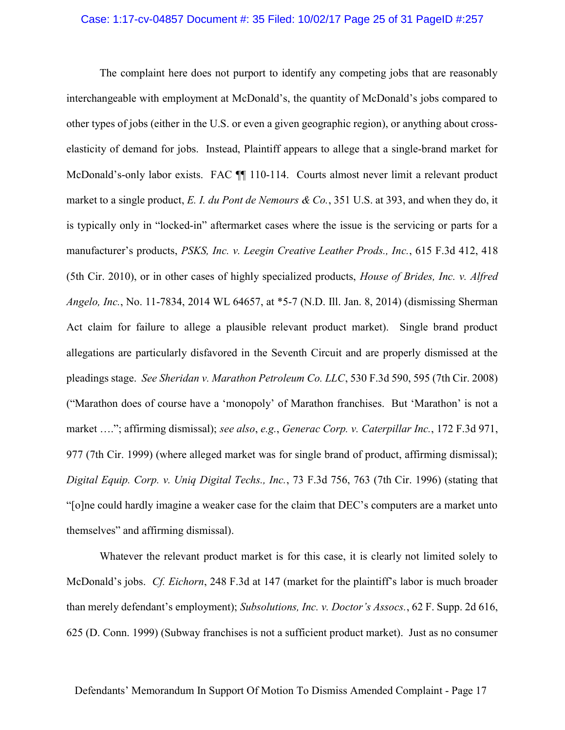The complaint here does not purport to identify any competing jobs that are reasonably interchangeable with employment at McDonald's, the quantity of McDonald's jobs compared to other types of jobs (either in the U.S. or even a given geographic region), or anything about cross-elasticity of demand for jobs. Instead, Plaintiff appears to allege that a single-brand market for McDonald's-only labor exists. FAC ¶¶ 110-114. Courts almost never limit a relevant product market to a single product, *E. I. du Pont de Nemours & Co.*, 351 U.S. at 393, and when they do, it is typically only in "locked-in" aftermarket cases where the issue is the servicing or parts for a manufacturer's products, *PSKS, Inc. v. Leegin Creative Leather Prods., Inc.*, 615 F.3d 412, 418 (5th Cir. 2010), or in other cases of highly specialized products, *House of Brides, Inc. v. Alfred Angelo, Inc.*, No. 11-7834, 2014 WL 64657, at *5-7 (N.D. Ill. Jan. 8, 2014) (dismissing Sherman Act claim for failure to allege a plausible relevant product market). Single brand product allegations are particularly disfavored in the Seventh Circuit and are properly dismissed at the pleadings stage. *See Sheridan v. Marathon Petroleum Co. LLC*, 530 F.3d 590, 595 (7th Cir. 2008) ("Marathon does of course have a 'monopoly' of Marathon franchises. But 'Marathon' is not a market …."; affirming dismissal); *see also*, *e.g.*, *Generac Corp. v. Caterpillar Inc.*, 172 F.3d 971, 977 (7th Cir. 1999) (where alleged market was for single brand of product, affirming dismissal); *Digital Equip. Corp. v. Uniq Digital Techs., Inc.*, 73 F.3d 756, 763 (7th Cir. 1996) (stating that "[o]ne could hardly imagine a weaker case for the claim that DEC's computers are a market unto themselves" and affirming dismissal).

Whatever the relevant product market is for this case, it is clearly not limited solely to McDonald's jobs. *Cf. Eichorn*, 248 F.3d at 147 (market for the plaintiff's labor is much broader than merely defendant's employment); *Subsolutions, Inc. v. Doctor's Assocs.*, 62 F. Supp. 2d 616, 625 (D. Conn. 1999) (Subway franchises is not a sufficient product market). Just as no consumer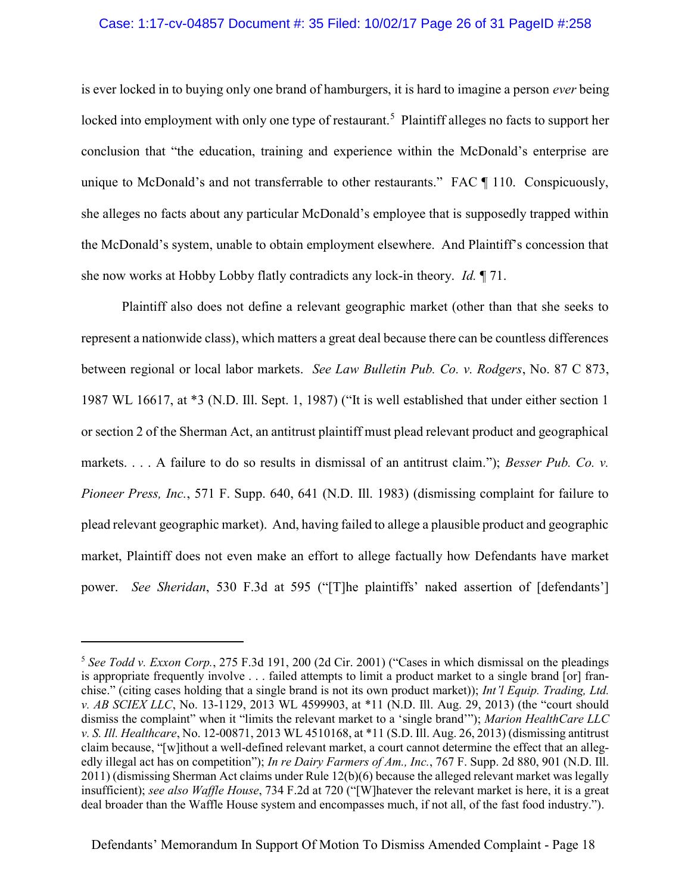is ever locked in to buying only one brand of hamburgers, it is hard to imagine a person *ever* being locked into employment with only one type of restaurant.[5] Plaintiff alleges no facts to support her conclusion that "the education, training and experience within the McDonald's enterprise are unique to McDonald's and not transferrable to other restaurants." FAC ¶ 110. Conspicuously, she alleges no facts about any particular McDonald's employee that is supposedly trapped within the McDonald's system, unable to obtain employment elsewhere. And Plaintiff's concession that she now works at Hobby Lobby flatly contradicts any lock-in theory. *Id.* ¶ 71.

Plaintiff also does not define a relevant geographic market (other than that she seeks to represent a nationwide class), which matters a great deal because there can be countless differences between regional or local labor markets. *See Law Bulletin Pub. Co. v. Rodgers*, No. 87 C 873, 1987 WL 16617, at *3 (N.D. Ill. Sept. 1, 1987) ("It is well established that under either section 1 or section 2 of the Sherman Act, an antitrust plaintiff must plead relevant product and geographical markets. . . . A failure to do so results in dismissal of an antitrust claim."); *Besser Pub. Co. v. Pioneer Press, Inc.*, 571 F. Supp. 640, 641 (N.D. Ill. 1983) (dismissing complaint for failure to plead relevant geographic market). And, having failed to allege a plausible product and geographic market, Plaintiff does not even make an effort to allege factually how Defendants have market power. *See Sheridan*, 530 F.3d at 595 ("[T]he plaintiffs' naked assertion of [defendants']

---

[5] *See Todd v. Exxon Corp.*, 275 F.3d 191, 200 (2d Cir. 2001) ("Cases in which dismissal on the pleadings is appropriate frequently involve . . . failed attempts to limit a product market to a single brand [or] franchise." (citing cases holding that a single brand is not its own product market)); *Int'l Equip. Trading, Ltd. v. AB SCIEX LLC*, No. 13-1129, 2013 WL 4599903, at *11 (N.D. Ill. Aug. 29, 2013) (the "court should dismiss the complaint" when it "limits the relevant market to a 'single brand'"); *Marion HealthCare LLC v. S. Ill. Healthcare*, No. 12-00871, 2013 WL 4510168, at *11 (S.D. Ill. Aug. 26, 2013) (dismissing antitrust claim because, "[w]ithout a well-defined relevant market, a court cannot determine the effect that an allegedly illegal act has on competition"); *In re Dairy Farmers of Am., Inc.*, 767 F. Supp. 2d 880, 901 (N.D. Ill. 2011) (dismissing Sherman Act claims under Rule 12(b)(6) because the alleged relevant market was legally insufficient); *see also Waffle House*, 734 F.2d at 720 ("[W]hatever the relevant market is here, it is a great deal broader than the Waffle House system and encompasses much, if not all, of the fast food industry.").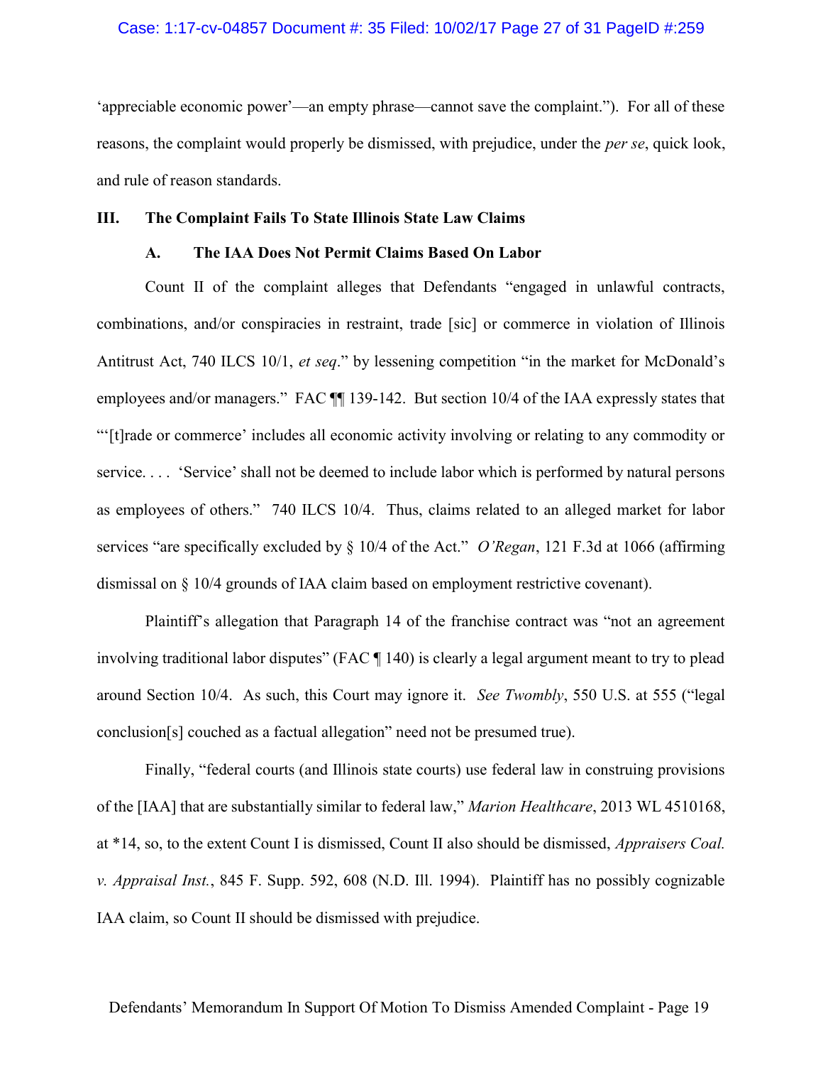'appreciable economic power'—an empty phrase—cannot save the complaint."). For all of these reasons, the complaint would properly be dismissed, with prejudice, under the *per se*, quick look, and rule of reason standards.

## III. The Complaint Fails To State Illinois State Law Claims

### A. The IAA Does Not Permit Claims Based On Labor

Count II of the complaint alleges that Defendants "engaged in unlawful contracts, combinations, and/or conspiracies in restraint, trade [sic] or commerce in violation of Illinois Antitrust Act, 740 ILCS 10/1, *et seq*." by lessening competition "in the market for McDonald's employees and/or managers." FAC ¶¶ 139-142. But section 10/4 of the IAA expressly states that "'[t]rade or commerce' includes all economic activity involving or relating to any commodity or service. . . . 'Service' shall not be deemed to include labor which is performed by natural persons as employees of others." 740 ILCS 10/4. Thus, claims related to an alleged market for labor services "are specifically excluded by § 10/4 of the Act." *O'Regan*, 121 F.3d at 1066 (affirming dismissal on § 10/4 grounds of IAA claim based on employment restrictive covenant).

Plaintiff's allegation that Paragraph 14 of the franchise contract was "not an agreement involving traditional labor disputes" (FAC ¶ 140) is clearly a legal argument meant to try to plead around Section 10/4. As such, this Court may ignore it. *See Twombly*, 550 U.S. at 555 ("legal conclusion[s] couched as a factual allegation" need not be presumed true).

Finally, "federal courts (and Illinois state courts) use federal law in construing provisions of the [IAA] that are substantially similar to federal law," *Marion Healthcare*, 2013 WL 4510168, at *14, so, to the extent Count I is dismissed, Count II also should be dismissed, *Appraisers Coal. v. Appraisal Inst.*, 845 F. Supp. 592, 608 (N.D. Ill. 1994). Plaintiff has no possibly cognizable IAA claim, so Count II should be dismissed with prejudice.

Defendants' Memorandum In Support Of Motion To Dismiss Amended Complaint - Page 19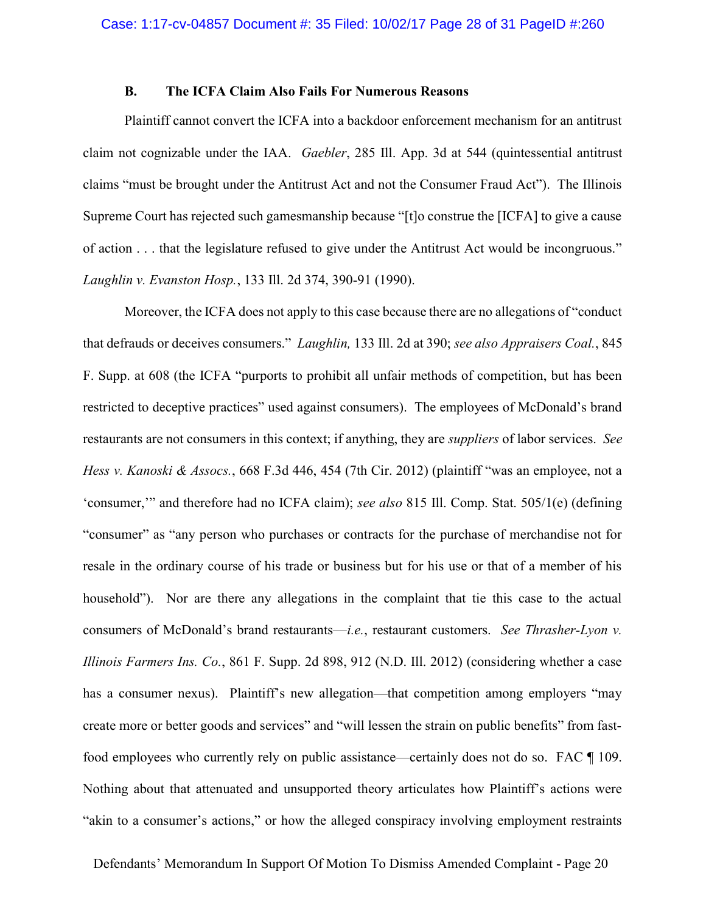### B. The ICFA Claim Also Fails For Numerous Reasons

Plaintiff cannot convert the ICFA into a backdoor enforcement mechanism for an antitrust claim not cognizable under the IAA. *Gaebler*, 285 Ill. App. 3d at 544 (quintessential antitrust claims "must be brought under the Antitrust Act and not the Consumer Fraud Act"). The Illinois Supreme Court has rejected such gamesmanship because "[t]o construe the [ICFA] to give a cause of action . . . that the legislature refused to give under the Antitrust Act would be incongruous." *Laughlin v. Evanston Hosp.*, 133 Ill. 2d 374, 390-91 (1990).

Moreover, the ICFA does not apply to this case because there are no allegations of "conduct that defrauds or deceives consumers." *Laughlin,* 133 Ill. 2d at 390; *see also Appraisers Coal.*, 845 F. Supp. at 608 (the ICFA "purports to prohibit all unfair methods of competition, but has been restricted to deceptive practices" used against consumers). The employees of McDonald's brand restaurants are not consumers in this context; if anything, they are *suppliers* of labor services. *See Hess v. Kanoski & Assocs.*, 668 F.3d 446, 454 (7th Cir. 2012) (plaintiff "was an employee, not a 'consumer,'" and therefore had no ICFA claim); *see also* 815 Ill. Comp. Stat. 505/1(e) (defining "consumer" as "any person who purchases or contracts for the purchase of merchandise not for resale in the ordinary course of his trade or business but for his use or that of a member of his household"). Nor are there any allegations in the complaint that tie this case to the actual consumers of McDonald's brand restaurants—*i.e.*, restaurant customers. *See Thrasher-Lyon v. Illinois Farmers Ins. Co.*, 861 F. Supp. 2d 898, 912 (N.D. Ill. 2012) (considering whether a case has a consumer nexus). Plaintiff's new allegation—that competition among employers "may create more or better goods and services" and "will lessen the strain on public benefits" from fast-food employees who currently rely on public assistance—certainly does not do so. FAC ¶ 109. Nothing about that attenuated and unsupported theory articulates how Plaintiff's actions were "akin to a consumer's actions," or how the alleged conspiracy involving employment restraints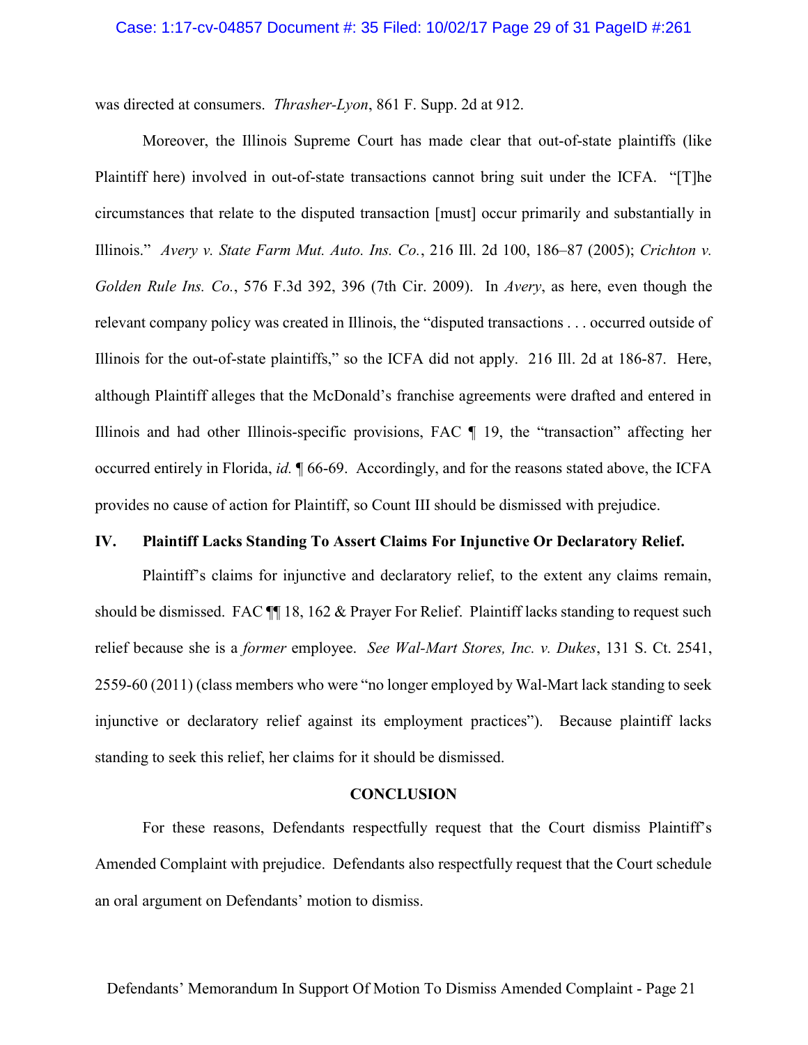was directed at consumers. *Thrasher-Lyon*, 861 F. Supp. 2d at 912.

Moreover, the Illinois Supreme Court has made clear that out-of-state plaintiffs (like Plaintiff here) involved in out-of-state transactions cannot bring suit under the ICFA. "[T]he circumstances that relate to the disputed transaction [must] occur primarily and substantially in Illinois." *Avery v. State Farm Mut. Auto. Ins. Co.*, 216 Ill. 2d 100, 186–87 (2005); *Crichton v. Golden Rule Ins. Co.*, 576 F.3d 392, 396 (7th Cir. 2009). In *Avery*, as here, even though the relevant company policy was created in Illinois, the "disputed transactions . . . occurred outside of Illinois for the out-of-state plaintiffs," so the ICFA did not apply. 216 Ill. 2d at 186-87. Here, although Plaintiff alleges that the McDonald's franchise agreements were drafted and entered in Illinois and had other Illinois-specific provisions, FAC ¶ 19, the "transaction" affecting her occurred entirely in Florida, *id.* ¶ 66-69. Accordingly, and for the reasons stated above, the ICFA provides no cause of action for Plaintiff, so Count III should be dismissed with prejudice.

## IV. Plaintiff Lacks Standing To Assert Claims For Injunctive Or Declaratory Relief.

Plaintiff's claims for injunctive and declaratory relief, to the extent any claims remain, should be dismissed. FAC ¶¶ 18, 162 & Prayer For Relief. Plaintiff lacks standing to request such relief because she is a *former* employee. *See Wal-Mart Stores, Inc. v. Dukes*, 131 S. Ct. 2541, 2559-60 (2011) (class members who were "no longer employed by Wal-Mart lack standing to seek injunctive or declaratory relief against its employment practices"). Because plaintiff lacks standing to seek this relief, her claims for it should be dismissed.

## CONCLUSION

For these reasons, Defendants respectfully request that the Court dismiss Plaintiff's Amended Complaint with prejudice. Defendants also respectfully request that the Court schedule an oral argument on Defendants' motion to dismiss.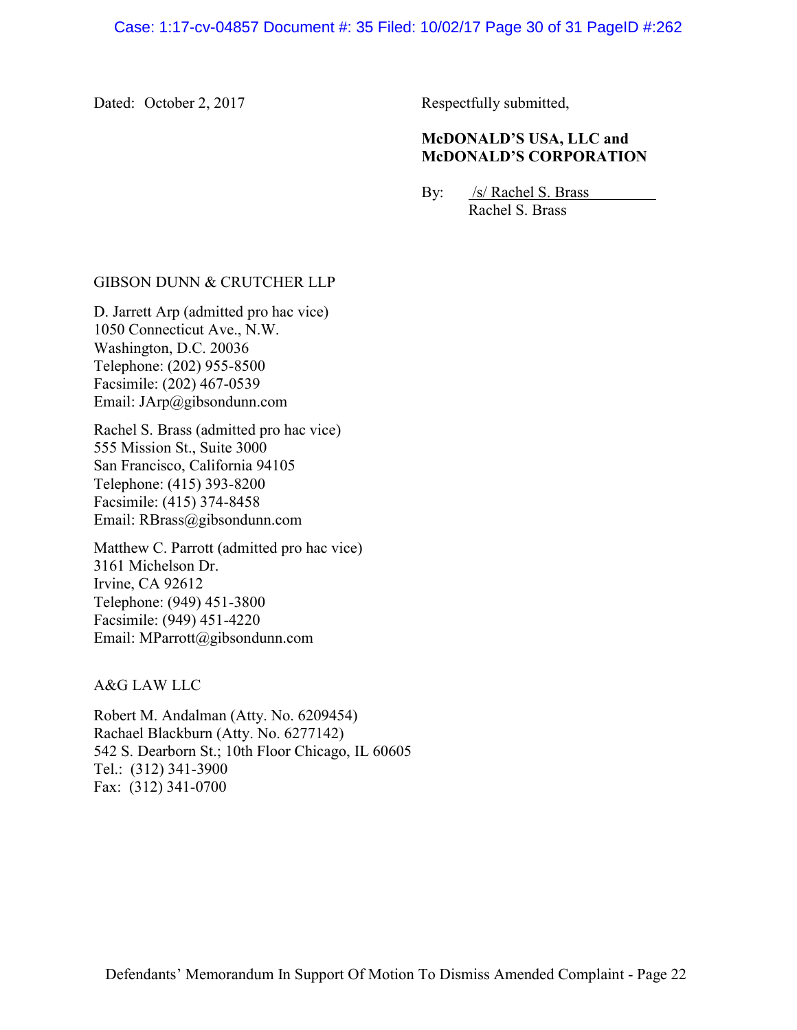Dated: October 2, 2017

Respectfully submitted,

**McDONALD'S USA, LLC and McDONALD'S CORPORATION**

By: /s/ Rachel S. Brass
Rachel S. Brass

GIBSON DUNN & CRUTCHER LLP

D. Jarrett Arp (admitted pro hac vice)
1050 Connecticut Ave., N.W.
Washington, D.C. 20036
Telephone: (202) 955-8500
Facsimile: (202) 467-0539
Email: JArp@gibsondunn.com

Rachel S. Brass (admitted pro hac vice)
555 Mission St., Suite 3000
San Francisco, California 94105
Telephone: (415) 393-8200
Facsimile: (415) 374-8458
Email: RBrass@gibsondunn.com

Matthew C. Parrott (admitted pro hac vice)
3161 Michelson Dr.
Irvine, CA 92612
Telephone: (949) 451-3800
Facsimile: (949) 451-4220
Email: MParrott@gibsondunn.com

A&G LAW LLC

Robert M. Andalman (Atty. No. 6209454)
Rachael Blackburn (Atty. No. 6277142)
542 S. Dearborn St.; 10th Floor Chicago, IL 60605
Tel.: (312) 341-3900
Fax: (312) 341-0700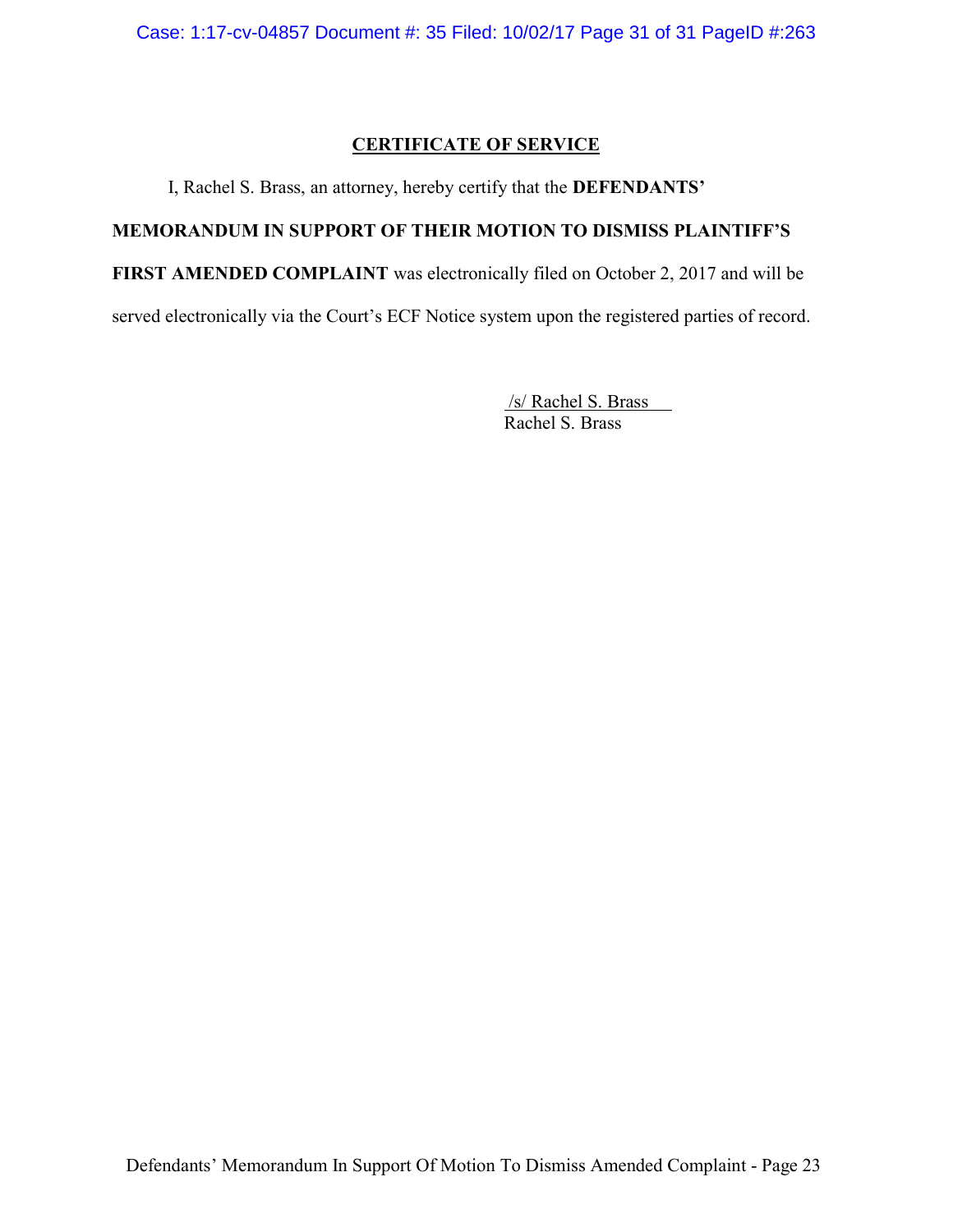**CERTIFICATE OF SERVICE**

I, Rachel S. Brass, an attorney, hereby certify that the **DEFENDANTS' MEMORANDUM IN SUPPORT OF THEIR MOTION TO DISMISS PLAINTIFF'S FIRST AMENDED COMPLAINT** was electronically filed on October 2, 2017 and will be served electronically via the Court's ECF Notice system upon the registered parties of record.

/s/ Rachel S. Brass
Rachel S. Brass